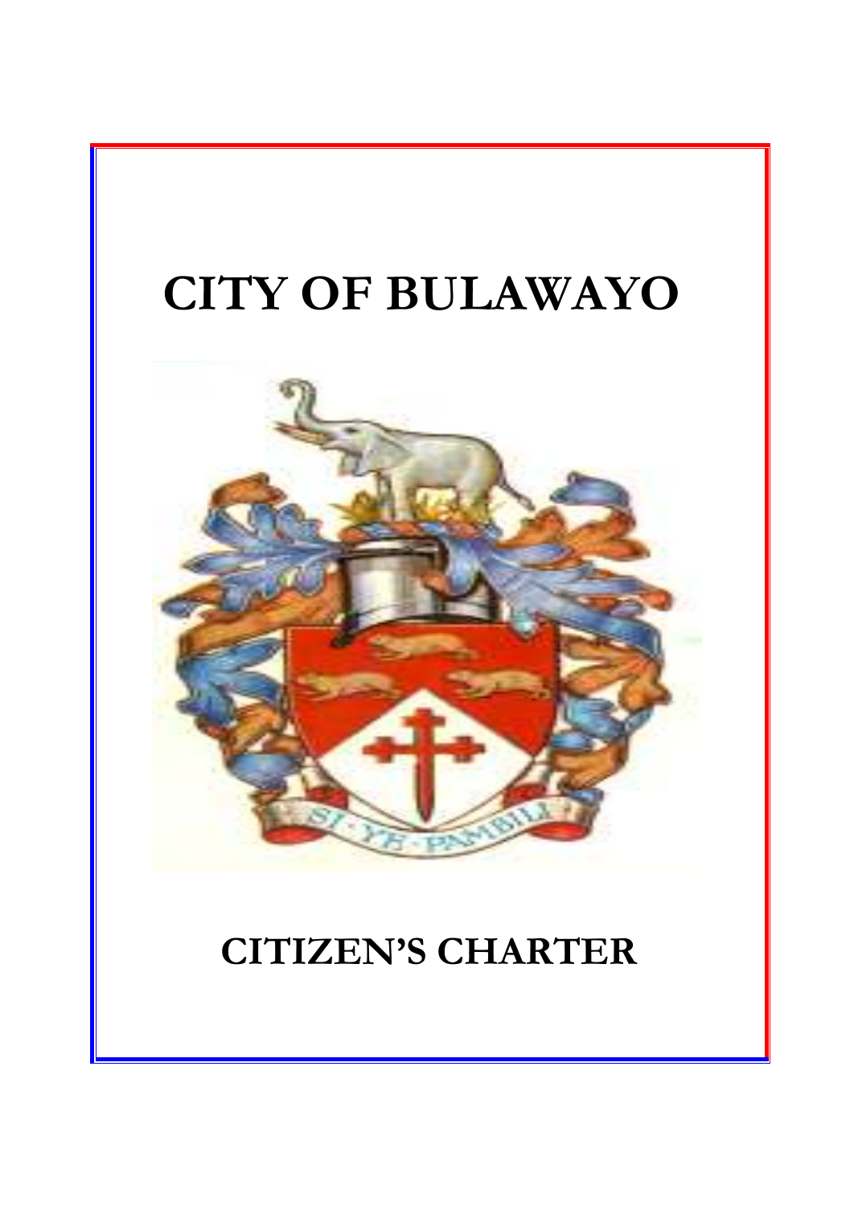# CITY OF BULAWAYO

SI · YE · PAMBILI

# CITIZEN'S CHARTER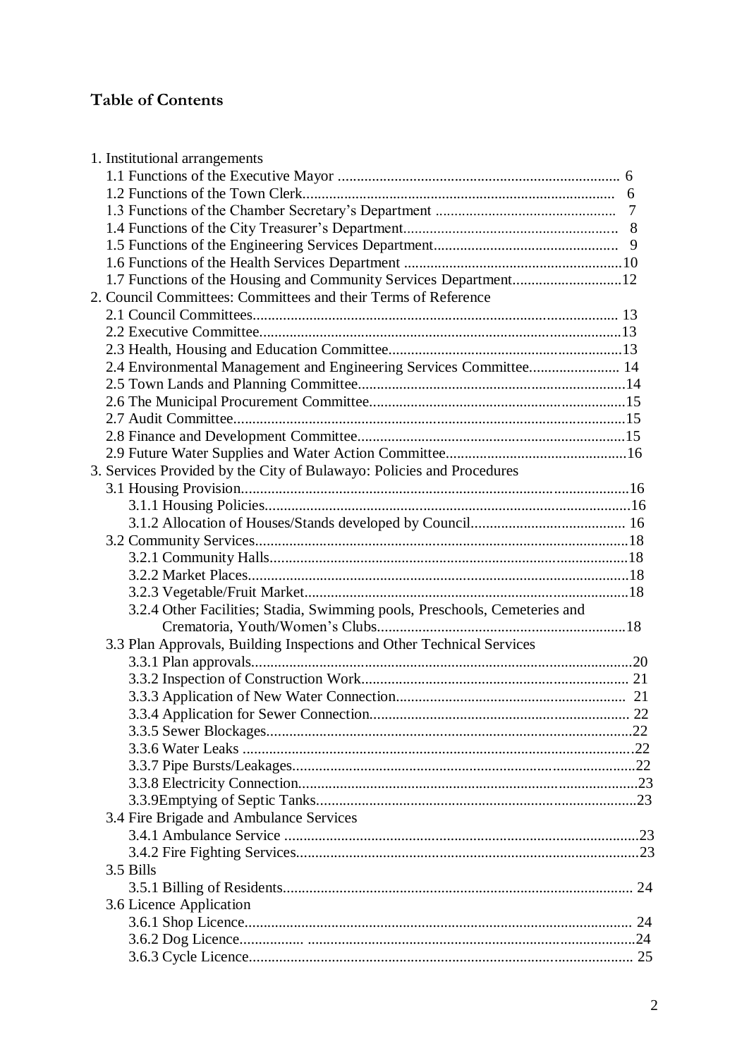# Table of Contents

1. Institutional arrangements
   - 1.1 Functions of the Executive Mayor .......................................................................... 6
   - 1.2 Functions of the Town Clerk.................................................................................. 6
   - 1.3 Functions of the Chamber Secretary's Department ............................................... 7
   - 1.4 Functions of the City Treasurer's Department....................................................... 8
   - 1.5 Functions of the Engineering Services Department............................................... 9
   - 1.6 Functions of the Health Services Department .........................................................10
   - 1.7 Functions of the Housing and Community Services Department............................12
2. Council Committees: Committees and their Terms of Reference
   - 2.1 Council Committees............................................................................................... 13
   - 2.2 Executive Committee...............................................................................................13
   - 2.3 Health, Housing and Education Committee.............................................................13
   - 2.4 Environmental Management and Engineering Services Committee....................... 14
   - 2.5 Town Lands and Planning Committee......................................................................14
   - 2.6 The Municipal Procurement Committee...................................................................15
   - 2.7 Audit Committee.......................................................................................................15
   - 2.8 Finance and Development Committee......................................................................15
   - 2.9 Future Water Supplies and Water Action Committee...............................................16
3. Services Provided by the City of Bulawayo: Policies and Procedures
   - 3.1 Housing Provision......................................................................................................16
     - 3.1.1 Housing Policies................................................................................................16
     - 3.1.2 Allocation of Houses/Stands developed by Council......................................... 16
   - 3.2 Community Services..................................................................................................18
     - 3.2.1 Community Halls..............................................................................................18
     - 3.2.2 Market Places....................................................................................................18
     - 3.2.3 Vegetable/Fruit Market.....................................................................................18
     - 3.2.4 Other Facilities; Stadia, Swimming pools, Preschools, Cemeteries and Crematoria, Youth/Women's Clubs.................................................................18
   - 3.3 Plan Approvals, Building Inspections and Other Technical Services
     - 3.3.1 Plan approvals....................................................................................................20
     - 3.3.2 Inspection of Construction Work...................................................................... 21
     - 3.3.3 Application of New Water Connection............................................................. 21
     - 3.3.4 Application for Sewer Connection.................................................................... 22
     - 3.3.5 Sewer Blockages................................................................................................22
     - 3.3.6 Water Leaks .......................................................................................................22
     - 3.3.7 Pipe Bursts/Leakages..........................................................................................22
     - 3.3.8 Electricity Connection.........................................................................................23
     - 3.3.9Emptying of Septic Tanks....................................................................................23
   - 3.4 Fire Brigade and Ambulance Services
     - 3.4.1 Ambulance Service .............................................................................................23
     - 3.4.2 Fire Fighting Services..........................................................................................23
   - 3.5 Bills
     - 3.5.1 Billing of Residents............................................................................................ 24
   - 3.6 Licence Application
     - 3.6.1 Shop Licence...................................................................................................... 24
     - 3.6.2 Dog Licence................. ......................................................................................24
     - 3.6.3 Cycle Licence..................................................................................................... 25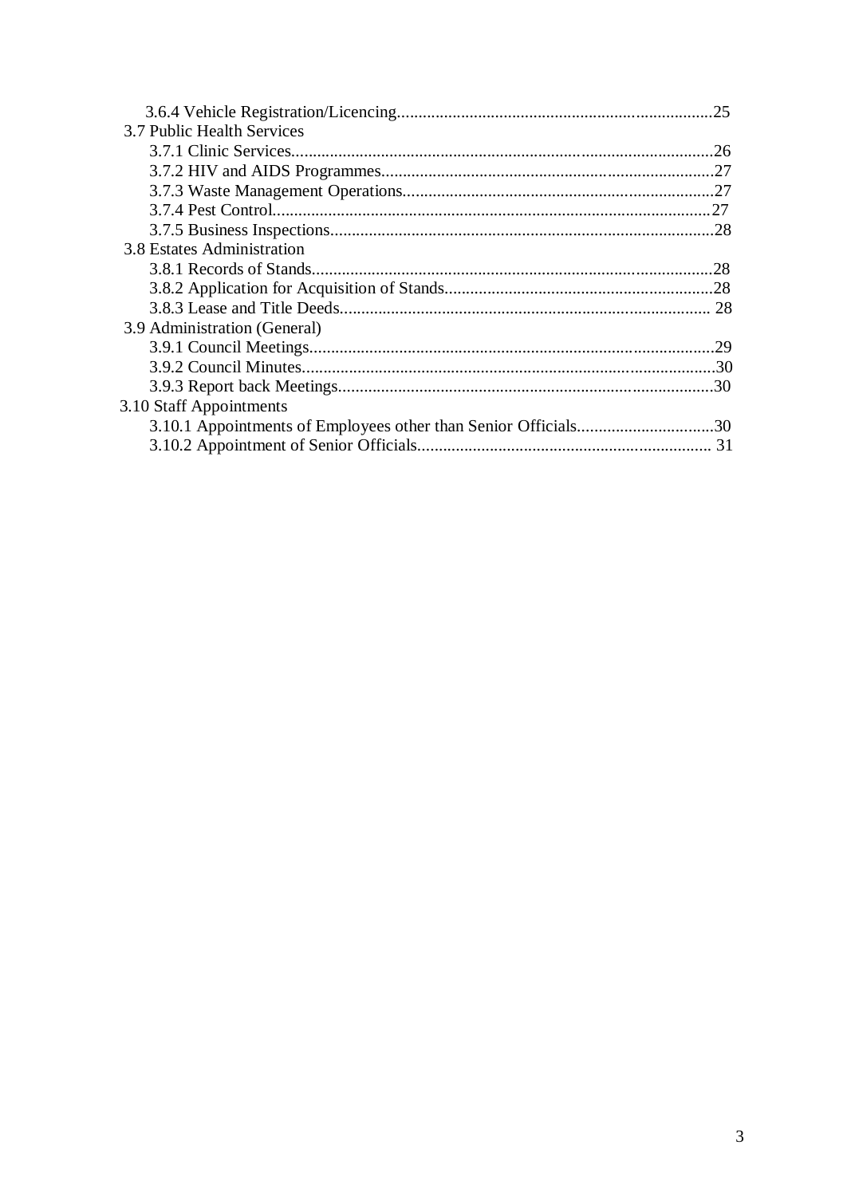3.6.4 Vehicle Registration/Licencing.........................................................................25

3.7 Public Health Services

3.7.1 Clinic Services...................................................................................................26

3.7.2 HIV and AIDS Programmes..............................................................................27

3.7.3 Waste Management Operations........................................................................27

3.7.4 Pest Control......................................................................................................27

3.7.5 Business Inspections.........................................................................................28

3.8 Estates Administration

3.8.1 Records of Stands.............................................................................................28

3.8.2 Application for Acquisition of Stands..............................................................28

3.8.3 Lease and Title Deeds...................................................................................... 28

3.9 Administration (General)

3.9.1 Council Meetings..............................................................................................29

3.9.2 Council Minutes................................................................................................30

3.9.3 Report back Meetings.......................................................................................30

3.10 Staff Appointments

3.10.1 Appointments of Employees other than Senior Officials................................30

3.10.2 Appointment of Senior Officials.................................................................... 31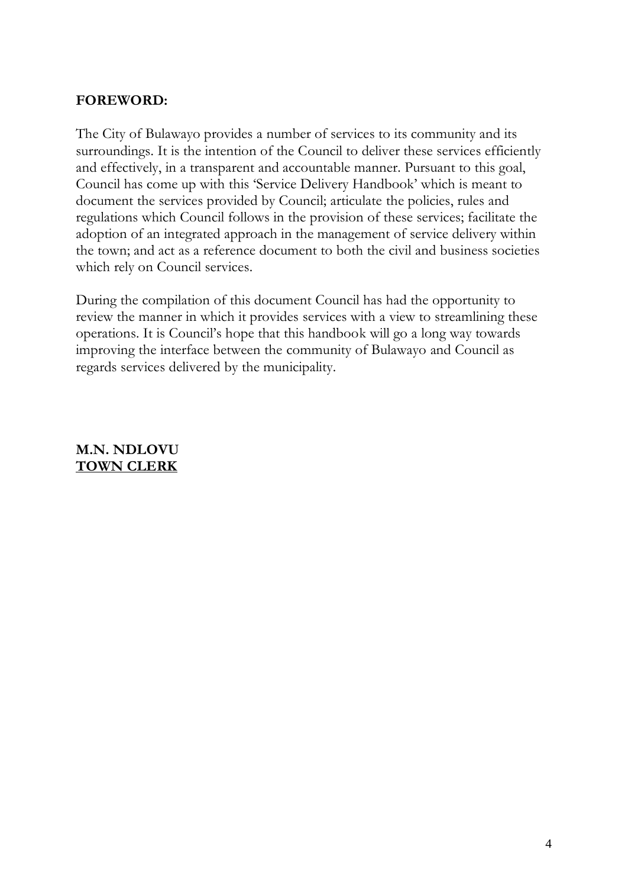**FOREWORD:**

The City of Bulawayo provides a number of services to its community and its surroundings. It is the intention of the Council to deliver these services efficiently and effectively, in a transparent and accountable manner. Pursuant to this goal, Council has come up with this 'Service Delivery Handbook' which is meant to document the services provided by Council; articulate the policies, rules and regulations which Council follows in the provision of these services; facilitate the adoption of an integrated approach in the management of service delivery within the town; and act as a reference document to both the civil and business societies which rely on Council services.

During the compilation of this document Council has had the opportunity to review the manner in which it provides services with a view to streamlining these operations. It is Council's hope that this handbook will go a long way towards improving the interface between the community of Bulawayo and Council as regards services delivered by the municipality.

**M.N. NDLOVU**
**TOWN CLERK**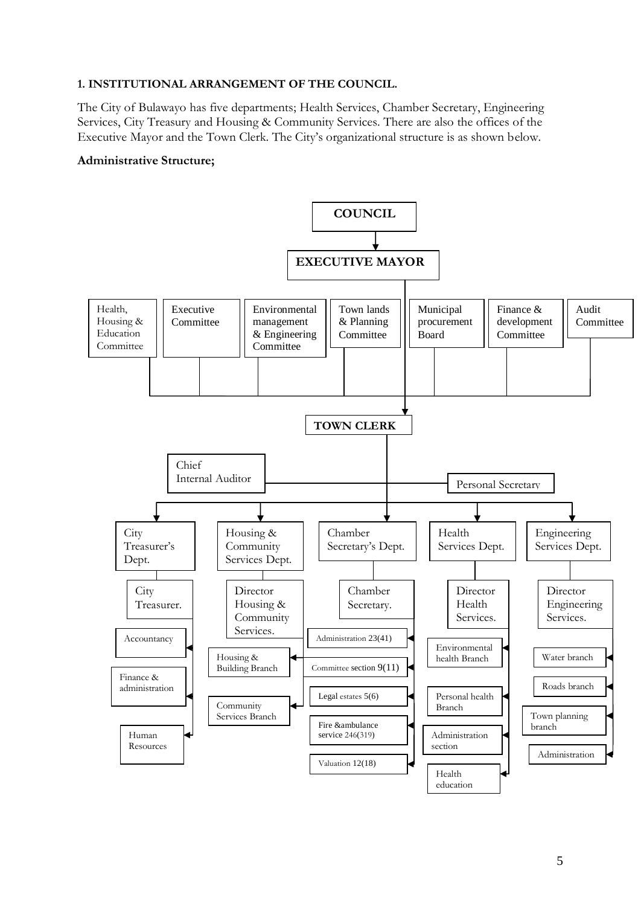**1. INSTITUTIONAL ARRANGEMENT OF THE COUNCIL.**

The City of Bulawayo has five departments; Health Services, Chamber Secretary, Engineering Services, City Treasury and Housing & Community Services. There are also the offices of the Executive Mayor and the Town Clerk. The City's organizational structure is as shown below.

**Administrative Structure;**

**COUNCIL**

**EXECUTIVE MAYOR**

- Health, Housing & Education Committee
- Executive Committee
- Environmental management & Engineering Committee
- Town lands & Planning Committee
- Municipal procurement Board
- Finance & development Committee
- Audit Committee

**TOWN CLERK**

- Chief Internal Auditor
- Personal Secretary

**City Treasurer's Dept.**
- City Treasurer.
  - Accountancy
  - Finance & administration
  - Human Resources

**Housing & Community Services Dept.**
- Director Housing & Community Services.
  - Housing & Building Branch
  - Community Services Branch

**Chamber Secretary's Dept.**
- Chamber Secretary.
  - Administration 23(41)
  - Committee section 9(11)
  - Legal estates 5(6)
  - Fire &ambulance service 246(319)
  - Valuation 12(18)

**Health Services Dept.**
- Director Health Services.
  - Environmental health Branch
  - Personal health Branch
  - Administration section
  - Health education

**Engineering Services Dept.**
- Director Engineering Services.
  - Water branch
  - Roads branch
  - Town planning branch
  - Administration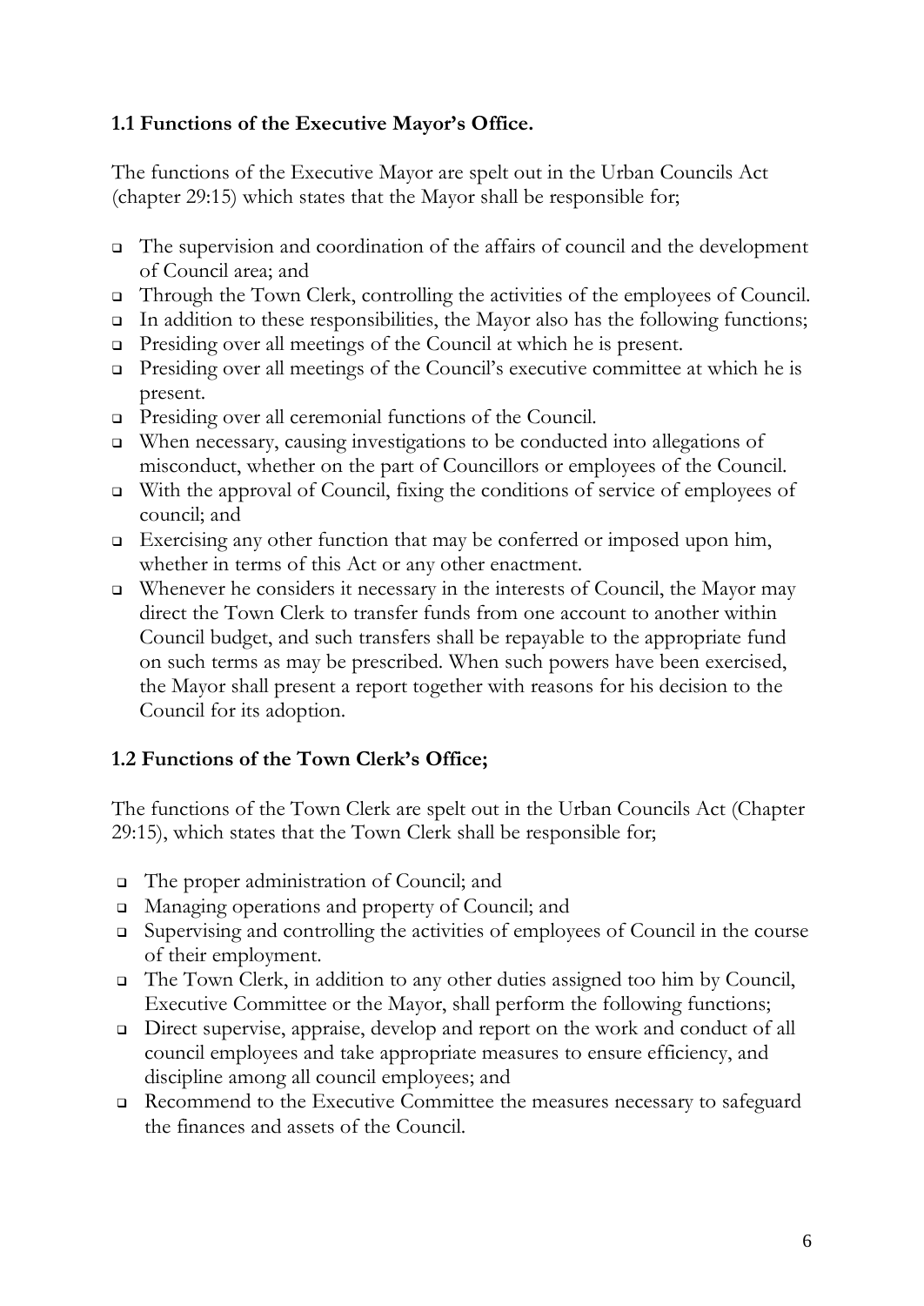### 1.1 Functions of the Executive Mayor's Office.

The functions of the Executive Mayor are spelt out in the Urban Councils Act (chapter 29:15) which states that the Mayor shall be responsible for;

- The supervision and coordination of the affairs of council and the development of Council area; and
- Through the Town Clerk, controlling the activities of the employees of Council.
- In addition to these responsibilities, the Mayor also has the following functions;
- Presiding over all meetings of the Council at which he is present.
- Presiding over all meetings of the Council's executive committee at which he is present.
- Presiding over all ceremonial functions of the Council.
- When necessary, causing investigations to be conducted into allegations of misconduct, whether on the part of Councillors or employees of the Council.
- With the approval of Council, fixing the conditions of service of employees of council; and
- Exercising any other function that may be conferred or imposed upon him, whether in terms of this Act or any other enactment.
- Whenever he considers it necessary in the interests of Council, the Mayor may direct the Town Clerk to transfer funds from one account to another within Council budget, and such transfers shall be repayable to the appropriate fund on such terms as may be prescribed. When such powers have been exercised, the Mayor shall present a report together with reasons for his decision to the Council for its adoption.

### 1.2 Functions of the Town Clerk's Office;

The functions of the Town Clerk are spelt out in the Urban Councils Act (Chapter 29:15), which states that the Town Clerk shall be responsible for;

- The proper administration of Council; and
- Managing operations and property of Council; and
- Supervising and controlling the activities of employees of Council in the course of their employment.
- The Town Clerk, in addition to any other duties assigned too him by Council, Executive Committee or the Mayor, shall perform the following functions;
- Direct supervise, appraise, develop and report on the work and conduct of all council employees and take appropriate measures to ensure efficiency, and discipline among all council employees; and
- Recommend to the Executive Committee the measures necessary to safeguard the finances and assets of the Council.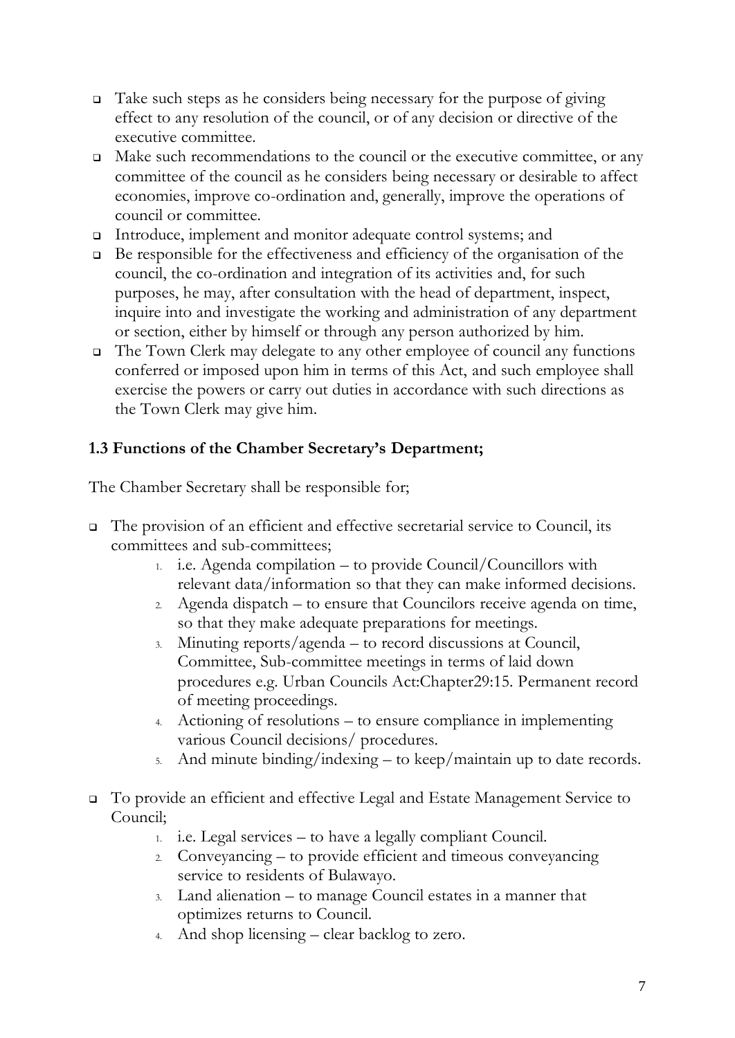- Take such steps as he considers being necessary for the purpose of giving effect to any resolution of the council, or of any decision or directive of the executive committee.
- Make such recommendations to the council or the executive committee, or any committee of the council as he considers being necessary or desirable to affect economies, improve co-ordination and, generally, improve the operations of council or committee.
- Introduce, implement and monitor adequate control systems; and
- Be responsible for the effectiveness and efficiency of the organisation of the council, the co-ordination and integration of its activities and, for such purposes, he may, after consultation with the head of department, inspect, inquire into and investigate the working and administration of any department or section, either by himself or through any person authorized by him.
- The Town Clerk may delegate to any other employee of council any functions conferred or imposed upon him in terms of this Act, and such employee shall exercise the powers or carry out duties in accordance with such directions as the Town Clerk may give him.

### 1.3 Functions of the Chamber Secretary's Department;

The Chamber Secretary shall be responsible for;

- The provision of an efficient and effective secretarial service to Council, its committees and sub-committees;
    1. i.e. Agenda compilation – to provide Council/Councillors with relevant data/information so that they can make informed decisions.
    2. Agenda dispatch – to ensure that Councilors receive agenda on time, so that they make adequate preparations for meetings.
    3. Minuting reports/agenda – to record discussions at Council, Committee, Sub-committee meetings in terms of laid down procedures e.g. Urban Councils Act:Chapter29:15. Permanent record of meeting proceedings.
    4. Actioning of resolutions – to ensure compliance in implementing various Council decisions/ procedures.
    5. And minute binding/indexing – to keep/maintain up to date records.

- To provide an efficient and effective Legal and Estate Management Service to Council;
    1. i.e. Legal services – to have a legally compliant Council.
    2. Conveyancing – to provide efficient and timeous conveyancing service to residents of Bulawayo.
    3. Land alienation – to manage Council estates in a manner that optimizes returns to Council.
    4. And shop licensing – clear backlog to zero.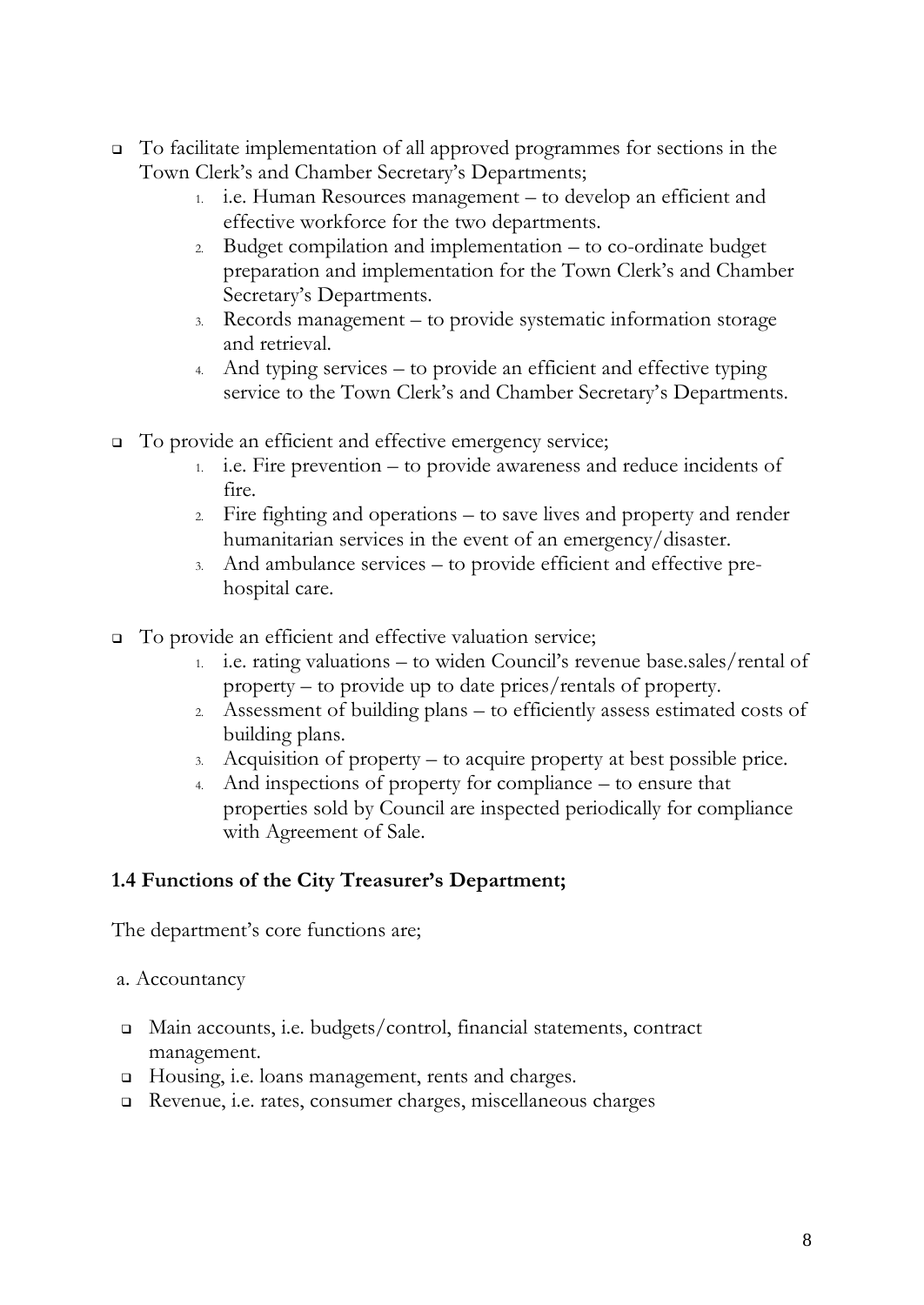- To facilitate implementation of all approved programmes for sections in the Town Clerk's and Chamber Secretary's Departments;
  1. i.e. Human Resources management – to develop an efficient and effective workforce for the two departments.
  2. Budget compilation and implementation – to co-ordinate budget preparation and implementation for the Town Clerk's and Chamber Secretary's Departments.
  3. Records management – to provide systematic information storage and retrieval.
  4. And typing services – to provide an efficient and effective typing service to the Town Clerk's and Chamber Secretary's Departments.

- To provide an efficient and effective emergency service;
  1. i.e. Fire prevention – to provide awareness and reduce incidents of fire.
  2. Fire fighting and operations – to save lives and property and render humanitarian services in the event of an emergency/disaster.
  3. And ambulance services – to provide efficient and effective pre-hospital care.

- To provide an efficient and effective valuation service;
  1. i.e. rating valuations – to widen Council's revenue base.sales/rental of property – to provide up to date prices/rentals of property.
  2. Assessment of building plans – to efficiently assess estimated costs of building plans.
  3. Acquisition of property – to acquire property at best possible price.
  4. And inspections of property for compliance – to ensure that properties sold by Council are inspected periodically for compliance with Agreement of Sale.

### 1.4 Functions of the City Treasurer's Department;

The department's core functions are;

a. Accountancy

- Main accounts, i.e. budgets/control, financial statements, contract management.
- Housing, i.e. loans management, rents and charges.
- Revenue, i.e. rates, consumer charges, miscellaneous charges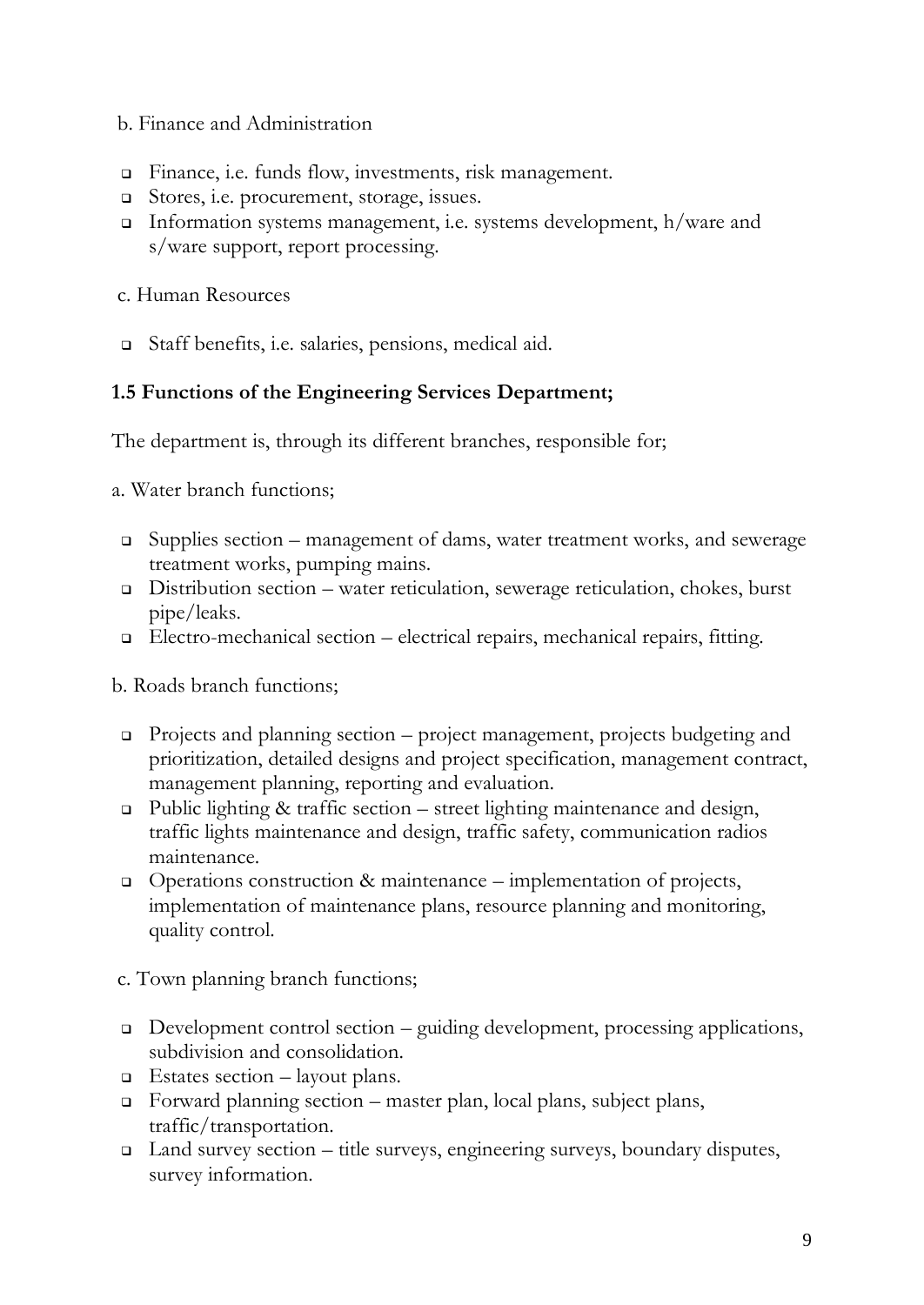b. Finance and Administration

- Finance, i.e. funds flow, investments, risk management.
- Stores, i.e. procurement, storage, issues.
- Information systems management, i.e. systems development, h/ware and s/ware support, report processing.

c. Human Resources

- Staff benefits, i.e. salaries, pensions, medical aid.

### 1.5 Functions of the Engineering Services Department;

The department is, through its different branches, responsible for;

a. Water branch functions;

- Supplies section – management of dams, water treatment works, and sewerage treatment works, pumping mains.
- Distribution section – water reticulation, sewerage reticulation, chokes, burst pipe/leaks.
- Electro-mechanical section – electrical repairs, mechanical repairs, fitting.

b. Roads branch functions;

- Projects and planning section – project management, projects budgeting and prioritization, detailed designs and project specification, management contract, management planning, reporting and evaluation.
- Public lighting & traffic section – street lighting maintenance and design, traffic lights maintenance and design, traffic safety, communication radios maintenance.
- Operations construction & maintenance – implementation of projects, implementation of maintenance plans, resource planning and monitoring, quality control.

c. Town planning branch functions;

- Development control section – guiding development, processing applications, subdivision and consolidation.
- Estates section – layout plans.
- Forward planning section – master plan, local plans, subject plans, traffic/transportation.
- Land survey section – title surveys, engineering surveys, boundary disputes, survey information.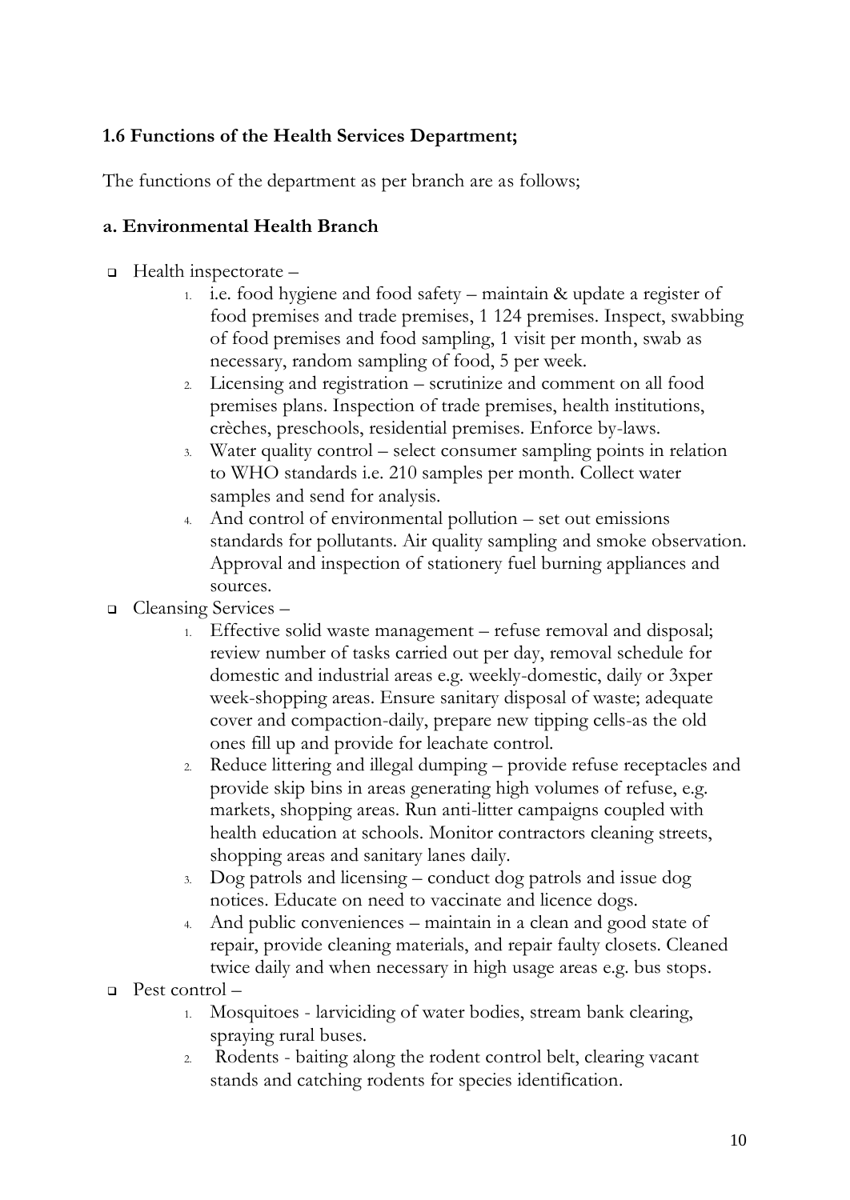**1.6 Functions of the Health Services Department;**

The functions of the department as per branch are as follows;

**a. Environmental Health Branch**

- Health inspectorate –
  1. i.e. food hygiene and food safety – maintain & update a register of food premises and trade premises, 1 124 premises. Inspect, swabbing of food premises and food sampling, 1 visit per month, swab as necessary, random sampling of food, 5 per week.
  2. Licensing and registration – scrutinize and comment on all food premises plans. Inspection of trade premises, health institutions, crèches, preschools, residential premises. Enforce by-laws.
  3. Water quality control – select consumer sampling points in relation to WHO standards i.e. 210 samples per month. Collect water samples and send for analysis.
  4. And control of environmental pollution – set out emissions standards for pollutants. Air quality sampling and smoke observation. Approval and inspection of stationery fuel burning appliances and sources.
- Cleansing Services –
  1. Effective solid waste management – refuse removal and disposal; review number of tasks carried out per day, removal schedule for domestic and industrial areas e.g. weekly-domestic, daily or 3xper week-shopping areas. Ensure sanitary disposal of waste; adequate cover and compaction-daily, prepare new tipping cells-as the old ones fill up and provide for leachate control.
  2. Reduce littering and illegal dumping – provide refuse receptacles and provide skip bins in areas generating high volumes of refuse, e.g. markets, shopping areas. Run anti-litter campaigns coupled with health education at schools. Monitor contractors cleaning streets, shopping areas and sanitary lanes daily.
  3. Dog patrols and licensing – conduct dog patrols and issue dog notices. Educate on need to vaccinate and licence dogs.
  4. And public conveniences – maintain in a clean and good state of repair, provide cleaning materials, and repair faulty closets. Cleaned twice daily and when necessary in high usage areas e.g. bus stops.
- Pest control –
  1. Mosquitoes - larviciding of water bodies, stream bank clearing, spraying rural buses.
  2. Rodents - baiting along the rodent control belt, clearing vacant stands and catching rodents for species identification.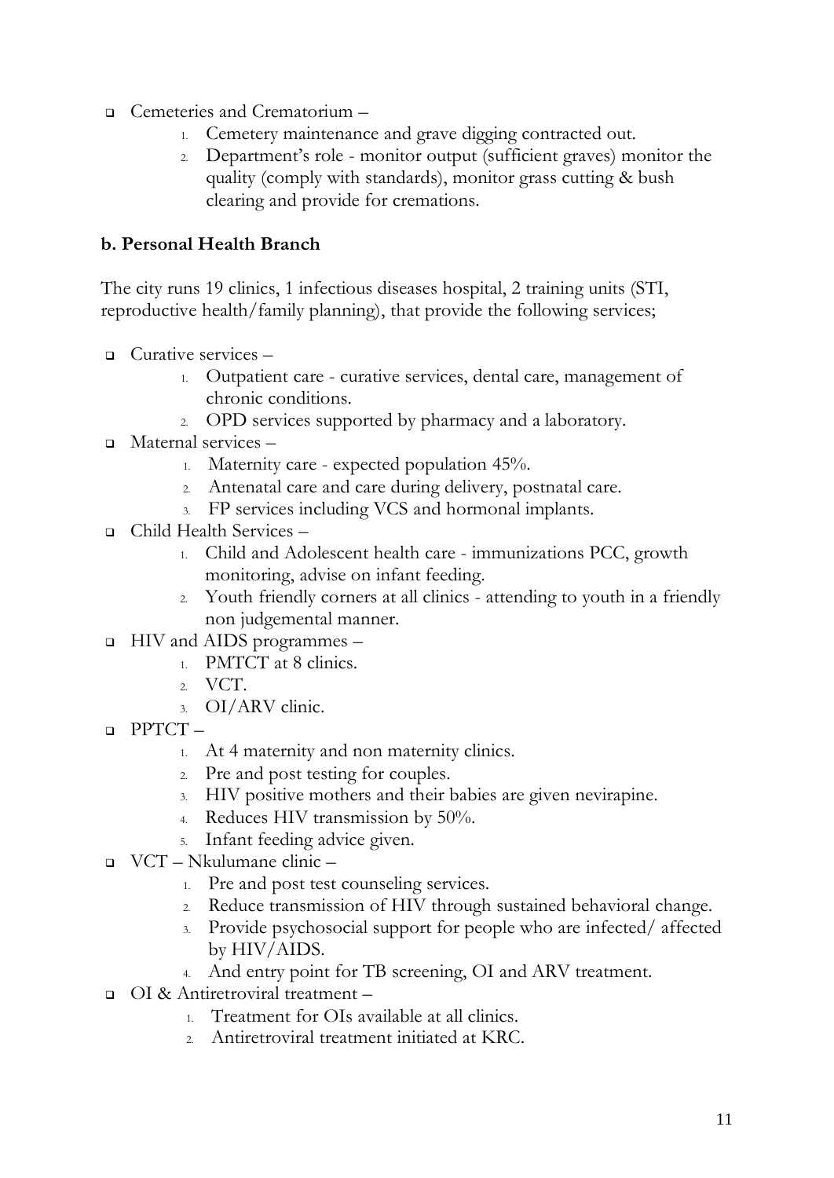- Cemeteries and Crematorium –
    1. Cemetery maintenance and grave digging contracted out.
    2. Department's role - monitor output (sufficient graves) monitor the quality (comply with standards), monitor grass cutting & bush clearing and provide for cremations.

**b. Personal Health Branch**

The city runs 19 clinics, 1 infectious diseases hospital, 2 training units (STI, reproductive health/family planning), that provide the following services;

- Curative services –
    1. Outpatient care - curative services, dental care, management of chronic conditions.
    2. OPD services supported by pharmacy and a laboratory.
- Maternal services –
    1. Maternity care - expected population 45%.
    2. Antenatal care and care during delivery, postnatal care.
    3. FP services including VCS and hormonal implants.
- Child Health Services –
    1. Child and Adolescent health care - immunizations PCC, growth monitoring, advise on infant feeding.
    2. Youth friendly corners at all clinics - attending to youth in a friendly non judgemental manner.
- HIV and AIDS programmes –
    1. PMTCT at 8 clinics.
    2. VCT.
    3. OI/ARV clinic.
- PPTCT –
    1. At 4 maternity and non maternity clinics.
    2. Pre and post testing for couples.
    3. HIV positive mothers and their babies are given nevirapine.
    4. Reduces HIV transmission by 50%.
    5. Infant feeding advice given.
- VCT – Nkulumane clinic –
    1. Pre and post test counseling services.
    2. Reduce transmission of HIV through sustained behavioral change.
    3. Provide psychosocial support for people who are infected/ affected by HIV/AIDS.
    4. And entry point for TB screening, OI and ARV treatment.
- OI & Antiretroviral treatment –
    1. Treatment for OIs available at all clinics.
    2. Antiretroviral treatment initiated at KRC.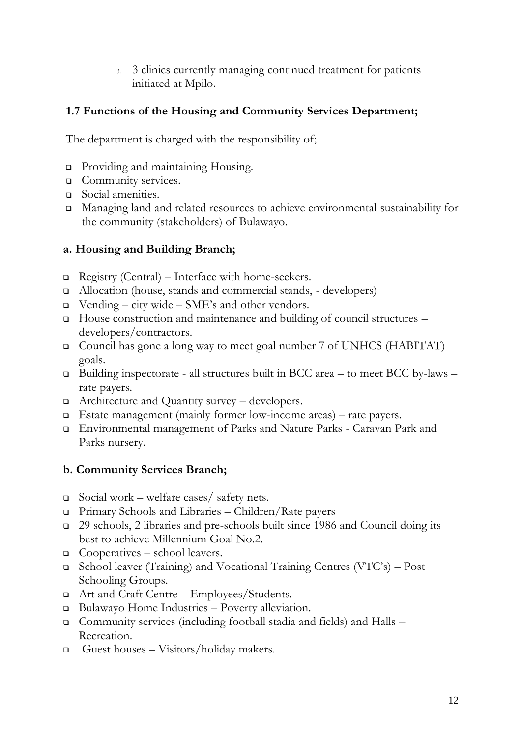3. 3 clinics currently managing continued treatment for patients initiated at Mpilo.

## 1.7 Functions of the Housing and Community Services Department;

The department is charged with the responsibility of;

- Providing and maintaining Housing.
- Community services.
- Social amenities.
- Managing land and related resources to achieve environmental sustainability for the community (stakeholders) of Bulawayo.

### a. Housing and Building Branch;

- Registry (Central) – Interface with home-seekers.
- Allocation (house, stands and commercial stands, - developers)
- Vending – city wide – SME's and other vendors.
- House construction and maintenance and building of council structures – developers/contractors.
- Council has gone a long way to meet goal number 7 of UNHCS (HABITAT) goals.
- Building inspectorate - all structures built in BCC area – to meet BCC by-laws – rate payers.
- Architecture and Quantity survey – developers.
- Estate management (mainly former low-income areas) – rate payers.
- Environmental management of Parks and Nature Parks - Caravan Park and Parks nursery.

### b. Community Services Branch;

- Social work – welfare cases/ safety nets.
- Primary Schools and Libraries – Children/Rate payers
- 29 schools, 2 libraries and pre-schools built since 1986 and Council doing its best to achieve Millennium Goal No.2.
- Cooperatives – school leavers.
- School leaver (Training) and Vocational Training Centres (VTC's) – Post Schooling Groups.
- Art and Craft Centre – Employees/Students.
- Bulawayo Home Industries – Poverty alleviation.
- Community services (including football stadia and fields) and Halls – Recreation.
- Guest houses – Visitors/holiday makers.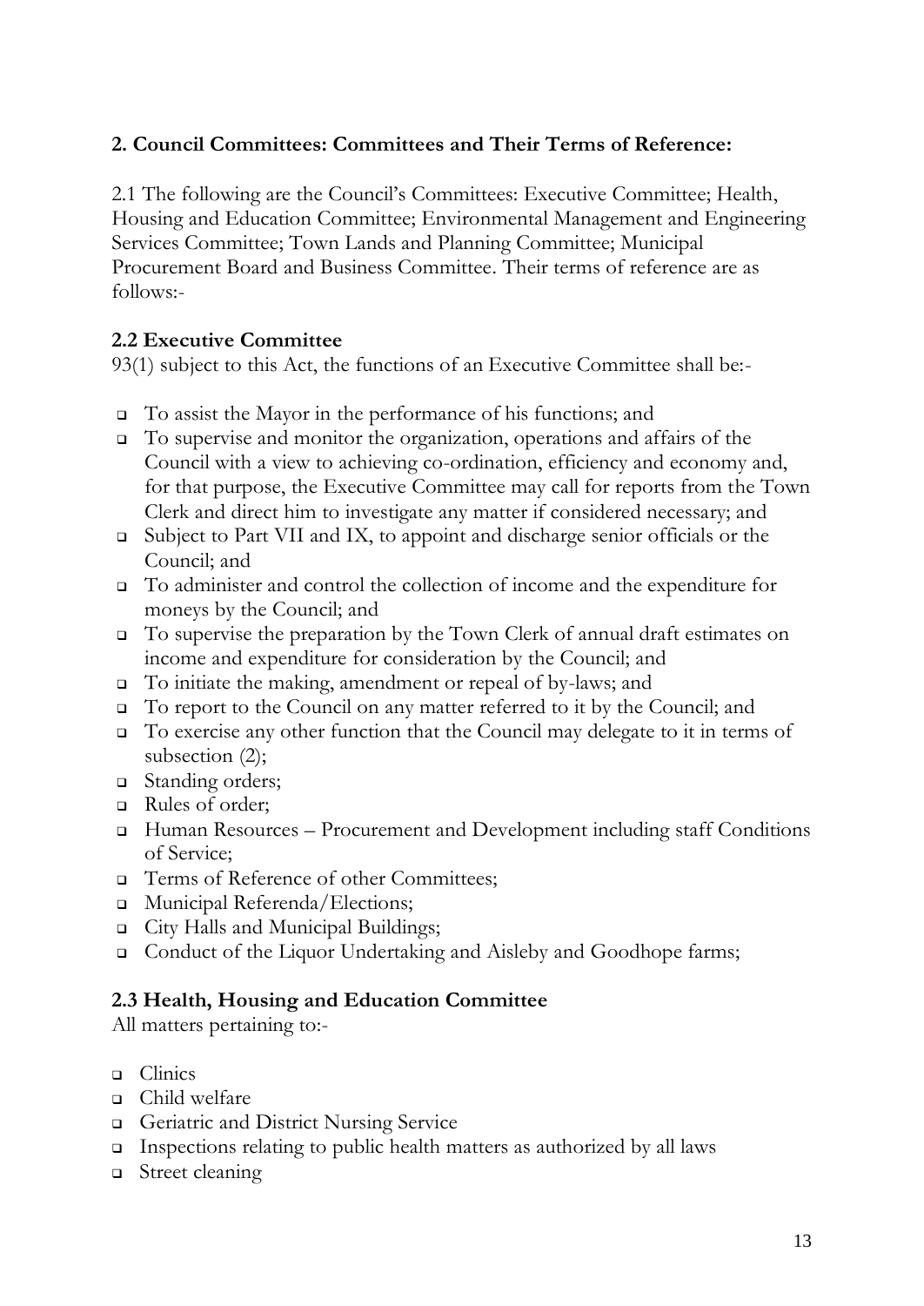## 2. Council Committees: Committees and Their Terms of Reference:

2.1 The following are the Council's Committees: Executive Committee; Health, Housing and Education Committee; Environmental Management and Engineering Services Committee; Town Lands and Planning Committee; Municipal Procurement Board and Business Committee. Their terms of reference are as follows:-

### 2.2 Executive Committee

93(1) subject to this Act, the functions of an Executive Committee shall be:-

- To assist the Mayor in the performance of his functions; and
- To supervise and monitor the organization, operations and affairs of the Council with a view to achieving co-ordination, efficiency and economy and, for that purpose, the Executive Committee may call for reports from the Town Clerk and direct him to investigate any matter if considered necessary; and
- Subject to Part VII and IX, to appoint and discharge senior officials or the Council; and
- To administer and control the collection of income and the expenditure for moneys by the Council; and
- To supervise the preparation by the Town Clerk of annual draft estimates on income and expenditure for consideration by the Council; and
- To initiate the making, amendment or repeal of by-laws; and
- To report to the Council on any matter referred to it by the Council; and
- To exercise any other function that the Council may delegate to it in terms of subsection (2);
- Standing orders;
- Rules of order;
- Human Resources – Procurement and Development including staff Conditions of Service;
- Terms of Reference of other Committees;
- Municipal Referenda/Elections;
- City Halls and Municipal Buildings;
- Conduct of the Liquor Undertaking and Aisleby and Goodhope farms;

### 2.3 Health, Housing and Education Committee

All matters pertaining to:-

- Clinics
- Child welfare
- Geriatric and District Nursing Service
- Inspections relating to public health matters as authorized by all laws
- Street cleaning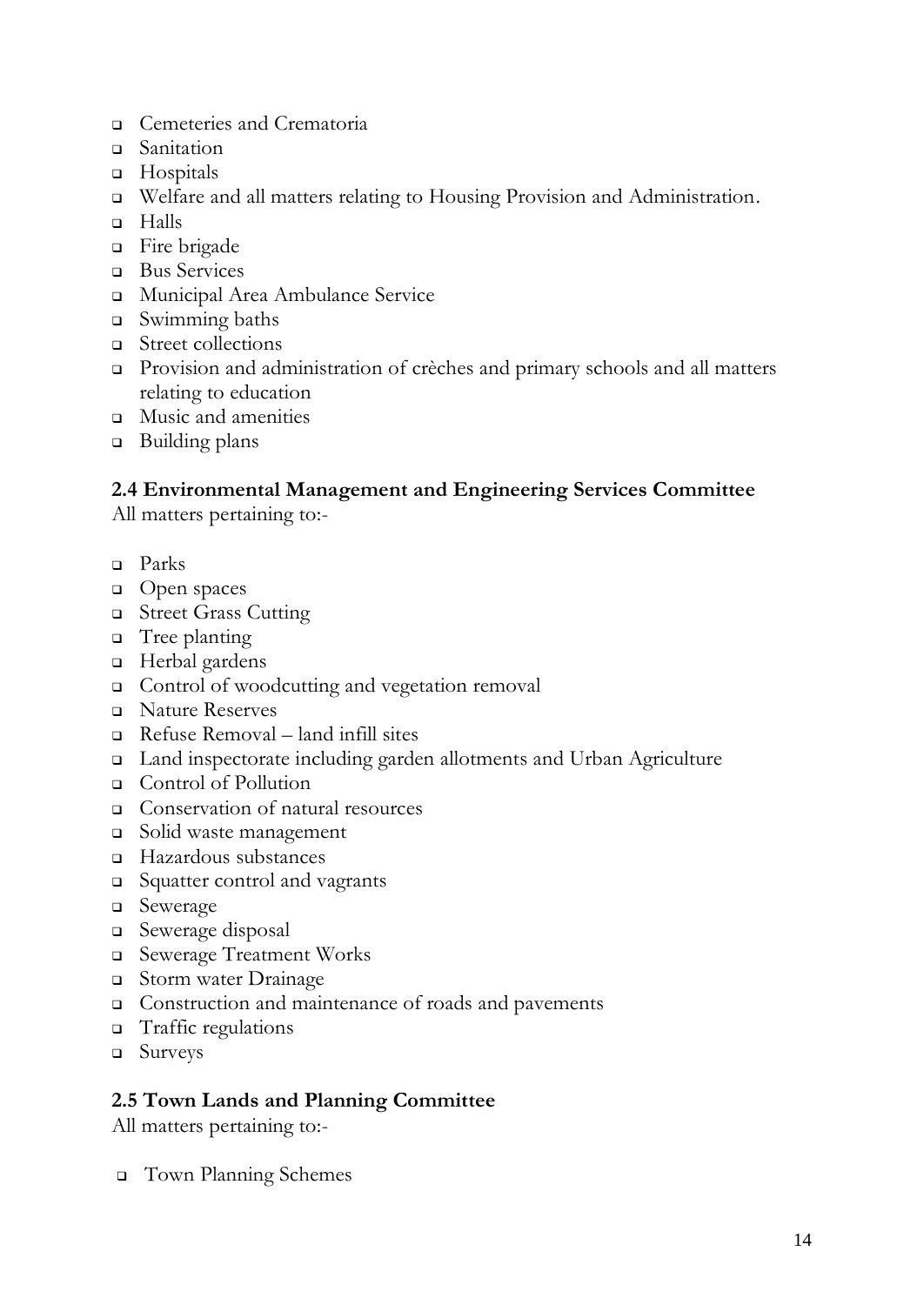- Cemeteries and Crematoria
- Sanitation
- Hospitals
- Welfare and all matters relating to Housing Provision and Administration.
- Halls
- Fire brigade
- Bus Services
- Municipal Area Ambulance Service
- Swimming baths
- Street collections
- Provision and administration of crèches and primary schools and all matters relating to education
- Music and amenities
- Building plans

### 2.4 Environmental Management and Engineering Services Committee

All matters pertaining to:-

- Parks
- Open spaces
- Street Grass Cutting
- Tree planting
- Herbal gardens
- Control of woodcutting and vegetation removal
- Nature Reserves
- Refuse Removal – land infill sites
- Land inspectorate including garden allotments and Urban Agriculture
- Control of Pollution
- Conservation of natural resources
- Solid waste management
- Hazardous substances
- Squatter control and vagrants
- Sewerage
- Sewerage disposal
- Sewerage Treatment Works
- Storm water Drainage
- Construction and maintenance of roads and pavements
- Traffic regulations
- Surveys

### 2.5 Town Lands and Planning Committee

All matters pertaining to:-

- Town Planning Schemes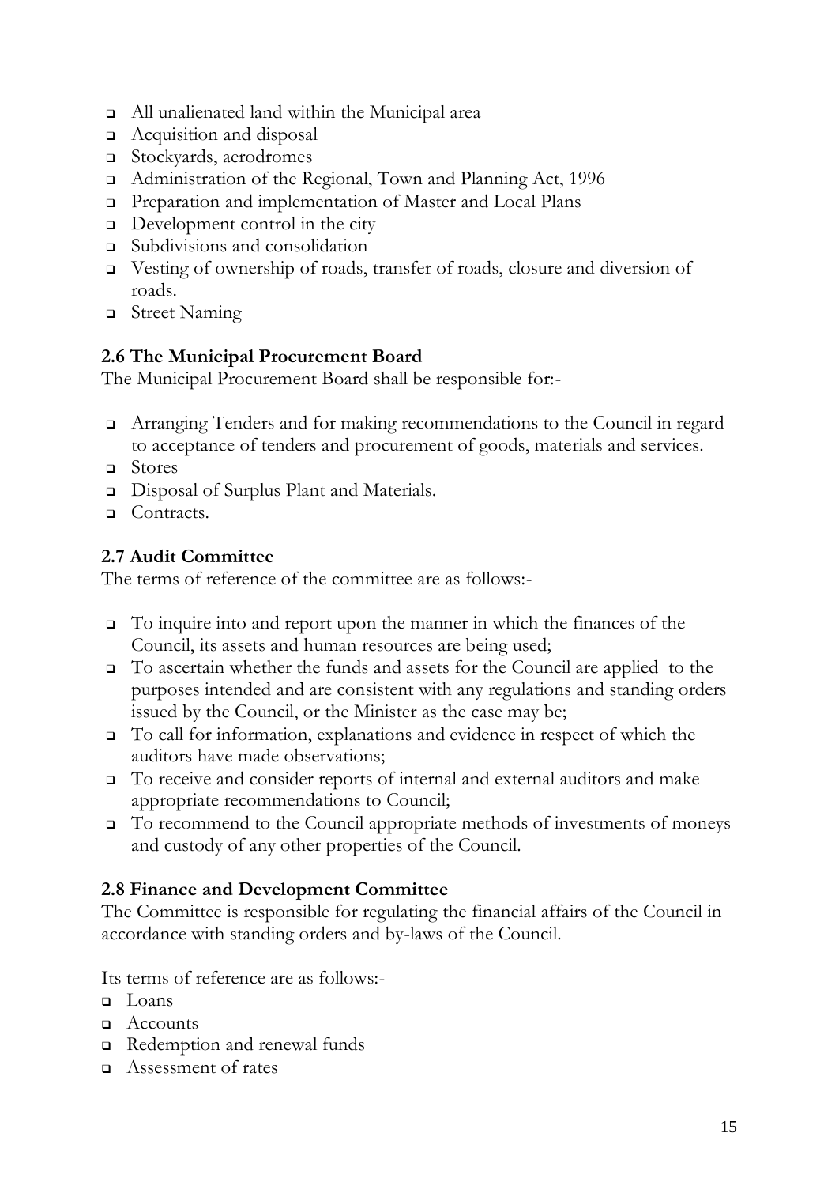- All unalienated land within the Municipal area
- Acquisition and disposal
- Stockyards, aerodromes
- Administration of the Regional, Town and Planning Act, 1996
- Preparation and implementation of Master and Local Plans
- Development control in the city
- Subdivisions and consolidation
- Vesting of ownership of roads, transfer of roads, closure and diversion of roads.
- Street Naming

### 2.6 The Municipal Procurement Board

The Municipal Procurement Board shall be responsible for:-

- Arranging Tenders and for making recommendations to the Council in regard to acceptance of tenders and procurement of goods, materials and services.
- Stores
- Disposal of Surplus Plant and Materials.
- Contracts.

### 2.7 Audit Committee

The terms of reference of the committee are as follows:-

- To inquire into and report upon the manner in which the finances of the Council, its assets and human resources are being used;
- To ascertain whether the funds and assets for the Council are applied to the purposes intended and are consistent with any regulations and standing orders issued by the Council, or the Minister as the case may be;
- To call for information, explanations and evidence in respect of which the auditors have made observations;
- To receive and consider reports of internal and external auditors and make appropriate recommendations to Council;
- To recommend to the Council appropriate methods of investments of moneys and custody of any other properties of the Council.

### 2.8 Finance and Development Committee

The Committee is responsible for regulating the financial affairs of the Council in accordance with standing orders and by-laws of the Council.

Its terms of reference are as follows:-

- Loans
- Accounts
- Redemption and renewal funds
- Assessment of rates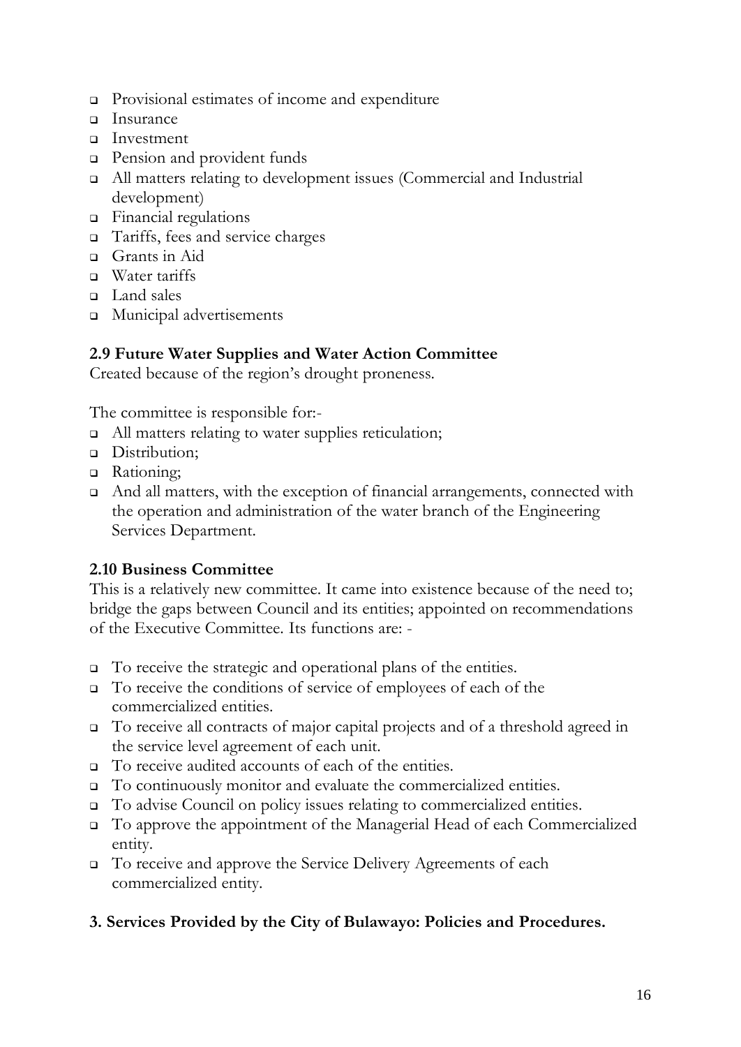- Provisional estimates of income and expenditure
- Insurance
- Investment
- Pension and provident funds
- All matters relating to development issues (Commercial and Industrial development)
- Financial regulations
- Tariffs, fees and service charges
- Grants in Aid
- Water tariffs
- Land sales
- Municipal advertisements

### 2.9 Future Water Supplies and Water Action Committee

Created because of the region's drought proneness.

The committee is responsible for:-

- All matters relating to water supplies reticulation;
- Distribution;
- Rationing;
- And all matters, with the exception of financial arrangements, connected with the operation and administration of the water branch of the Engineering Services Department.

### 2.10 Business Committee

This is a relatively new committee. It came into existence because of the need to; bridge the gaps between Council and its entities; appointed on recommendations of the Executive Committee. Its functions are: -

- To receive the strategic and operational plans of the entities.
- To receive the conditions of service of employees of each of the commercialized entities.
- To receive all contracts of major capital projects and of a threshold agreed in the service level agreement of each unit.
- To receive audited accounts of each of the entities.
- To continuously monitor and evaluate the commercialized entities.
- To advise Council on policy issues relating to commercialized entities.
- To approve the appointment of the Managerial Head of each Commercialized entity.
- To receive and approve the Service Delivery Agreements of each commercialized entity.

## 3. Services Provided by the City of Bulawayo: Policies and Procedures.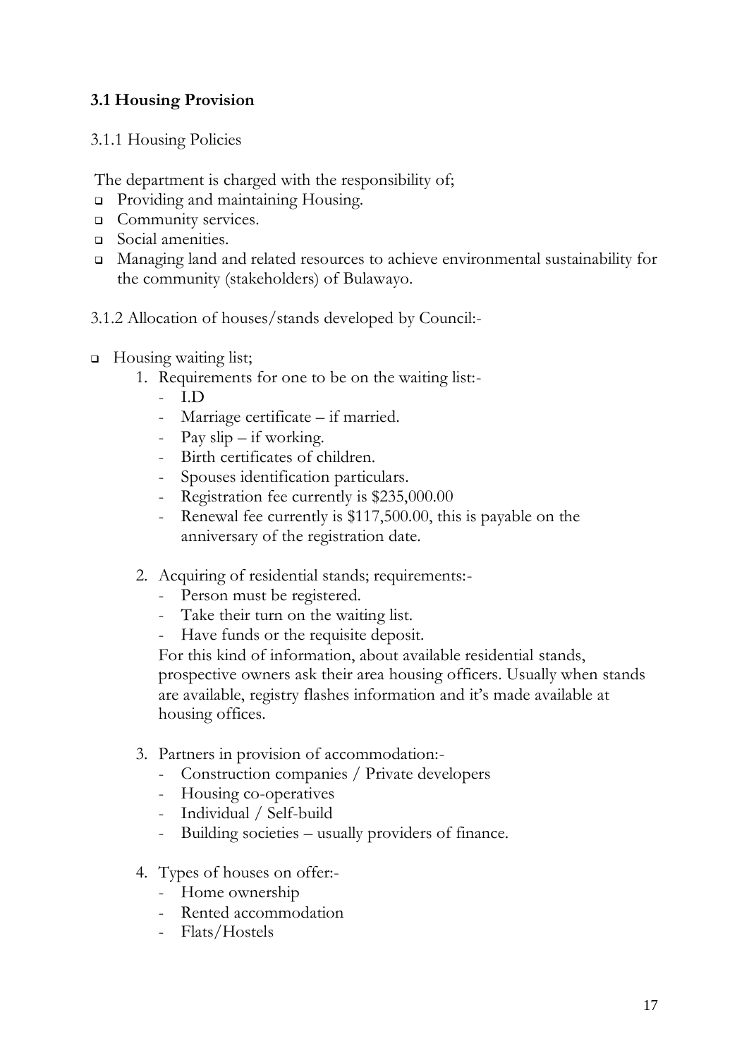### 3.1 Housing Provision

3.1.1 Housing Policies

The department is charged with the responsibility of;

- Providing and maintaining Housing.
- Community services.
- Social amenities.
- Managing land and related resources to achieve environmental sustainability for the community (stakeholders) of Bulawayo.

3.1.2 Allocation of houses/stands developed by Council:-

- Housing waiting list;
  1. Requirements for one to be on the waiting list:-
     - I.D
     - Marriage certificate – if married.
     - Pay slip – if working.
     - Birth certificates of children.
     - Spouses identification particulars.
     - Registration fee currently is $235,000.00
     - Renewal fee currently is $117,500.00, this is payable on the anniversary of the registration date.
  2. Acquiring of residential stands; requirements:-
     - Person must be registered.
     - Take their turn on the waiting list.
     - Have funds or the requisite deposit.

     For this kind of information, about available residential stands, prospective owners ask their area housing officers. Usually when stands are available, registry flashes information and it's made available at housing offices.
  3. Partners in provision of accommodation:-
     - Construction companies / Private developers
     - Housing co-operatives
     - Individual / Self-build
     - Building societies – usually providers of finance.
  4. Types of houses on offer:-
     - Home ownership
     - Rented accommodation
     - Flats/Hostels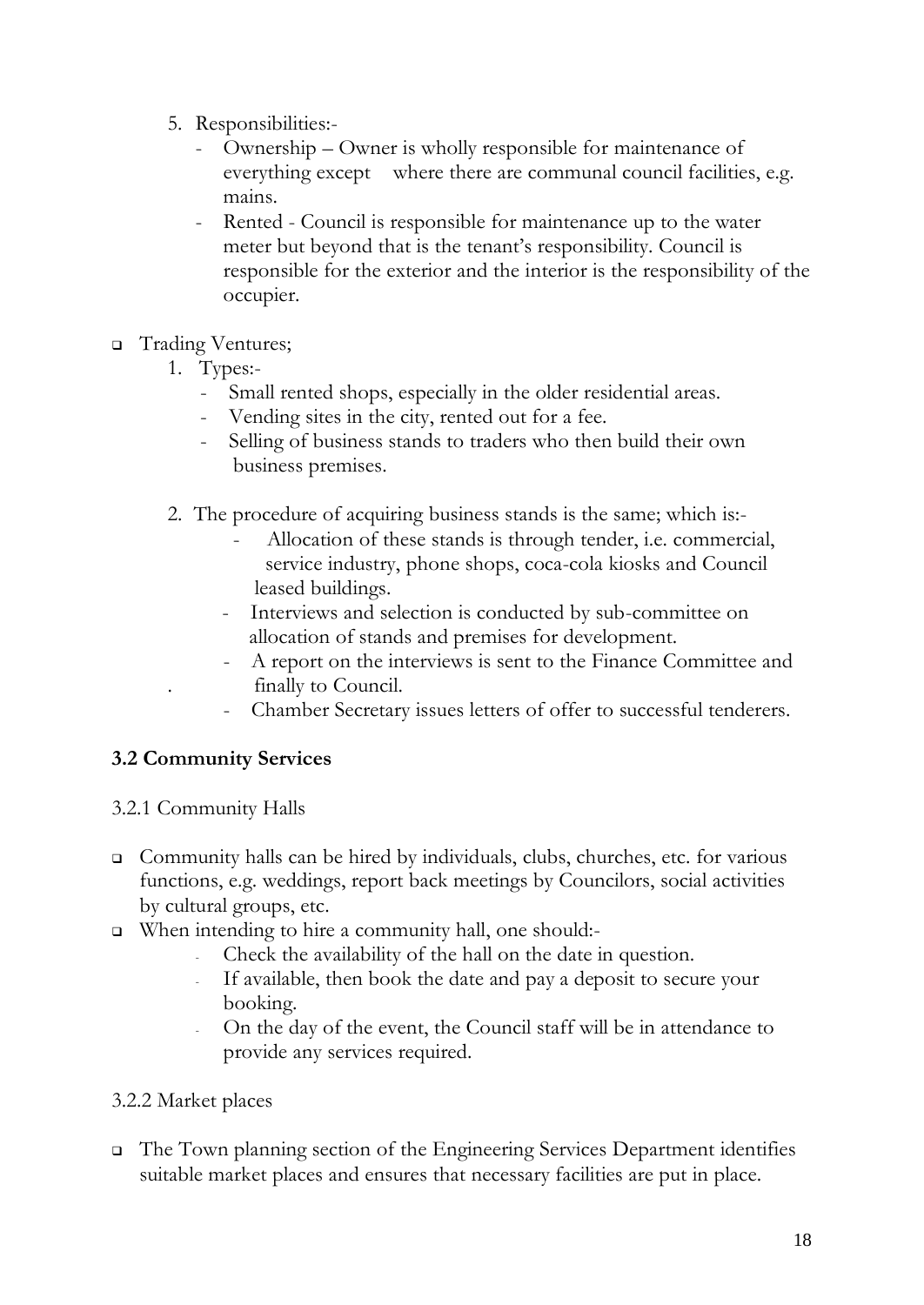5. Responsibilities:-
    - Ownership – Owner is wholly responsible for maintenance of everything except where there are communal council facilities, e.g. mains.
    - Rented - Council is responsible for maintenance up to the water meter but beyond that is the tenant's responsibility. Council is responsible for the exterior and the interior is the responsibility of the occupier.

- Trading Ventures;
    1. Types:-
        - Small rented shops, especially in the older residential areas.
        - Vending sites in the city, rented out for a fee.
        - Selling of business stands to traders who then build their own business premises.
    2. The procedure of acquiring business stands is the same; which is:-
        - Allocation of these stands is through tender, i.e. commercial, service industry, phone shops, coca-cola kiosks and Council leased buildings.
        - Interviews and selection is conducted by sub-committee on allocation of stands and premises for development.
        - A report on the interviews is sent to the Finance Committee and finally to Council.
        - Chamber Secretary issues letters of offer to successful tenderers.

### 3.2 Community Services

#### 3.2.1 Community Halls

- Community halls can be hired by individuals, clubs, churches, etc. for various functions, e.g. weddings, report back meetings by Councilors, social activities by cultural groups, etc.
- When intending to hire a community hall, one should:-
    - Check the availability of the hall on the date in question.
    - If available, then book the date and pay a deposit to secure your booking.
    - On the day of the event, the Council staff will be in attendance to provide any services required.

#### 3.2.2 Market places

- The Town planning section of the Engineering Services Department identifies suitable market places and ensures that necessary facilities are put in place.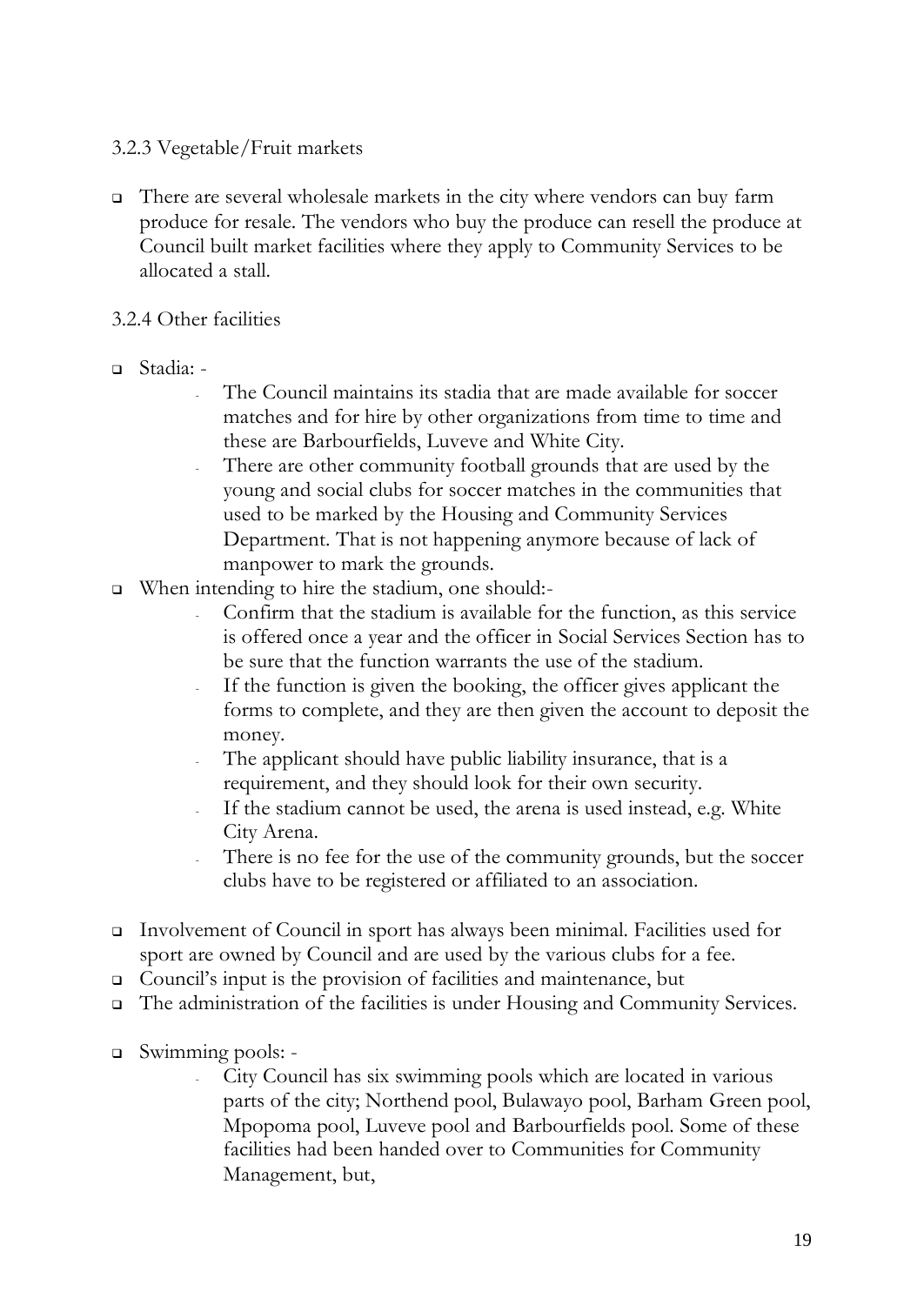### 3.2.3 Vegetable/Fruit markets

- There are several wholesale markets in the city where vendors can buy farm produce for resale. The vendors who buy the produce can resell the produce at Council built market facilities where they apply to Community Services to be allocated a stall.

### 3.2.4 Other facilities

- Stadia: -
  - The Council maintains its stadia that are made available for soccer matches and for hire by other organizations from time to time and these are Barbourfields, Luveve and White City.
  - There are other community football grounds that are used by the young and social clubs for soccer matches in the communities that used to be marked by the Housing and Community Services Department. That is not happening anymore because of lack of manpower to mark the grounds.
- When intending to hire the stadium, one should:-
  - Confirm that the stadium is available for the function, as this service is offered once a year and the officer in Social Services Section has to be sure that the function warrants the use of the stadium.
  - If the function is given the booking, the officer gives applicant the forms to complete, and they are then given the account to deposit the money.
  - The applicant should have public liability insurance, that is a requirement, and they should look for their own security.
  - If the stadium cannot be used, the arena is used instead, e.g. White City Arena.
  - There is no fee for the use of the community grounds, but the soccer clubs have to be registered or affiliated to an association.

- Involvement of Council in sport has always been minimal. Facilities used for sport are owned by Council and are used by the various clubs for a fee.
- Council's input is the provision of facilities and maintenance, but
- The administration of the facilities is under Housing and Community Services.

- Swimming pools: -
  - City Council has six swimming pools which are located in various parts of the city; Northend pool, Bulawayo pool, Barham Green pool, Mpopoma pool, Luveve pool and Barbourfields pool. Some of these facilities had been handed over to Communities for Community Management, but,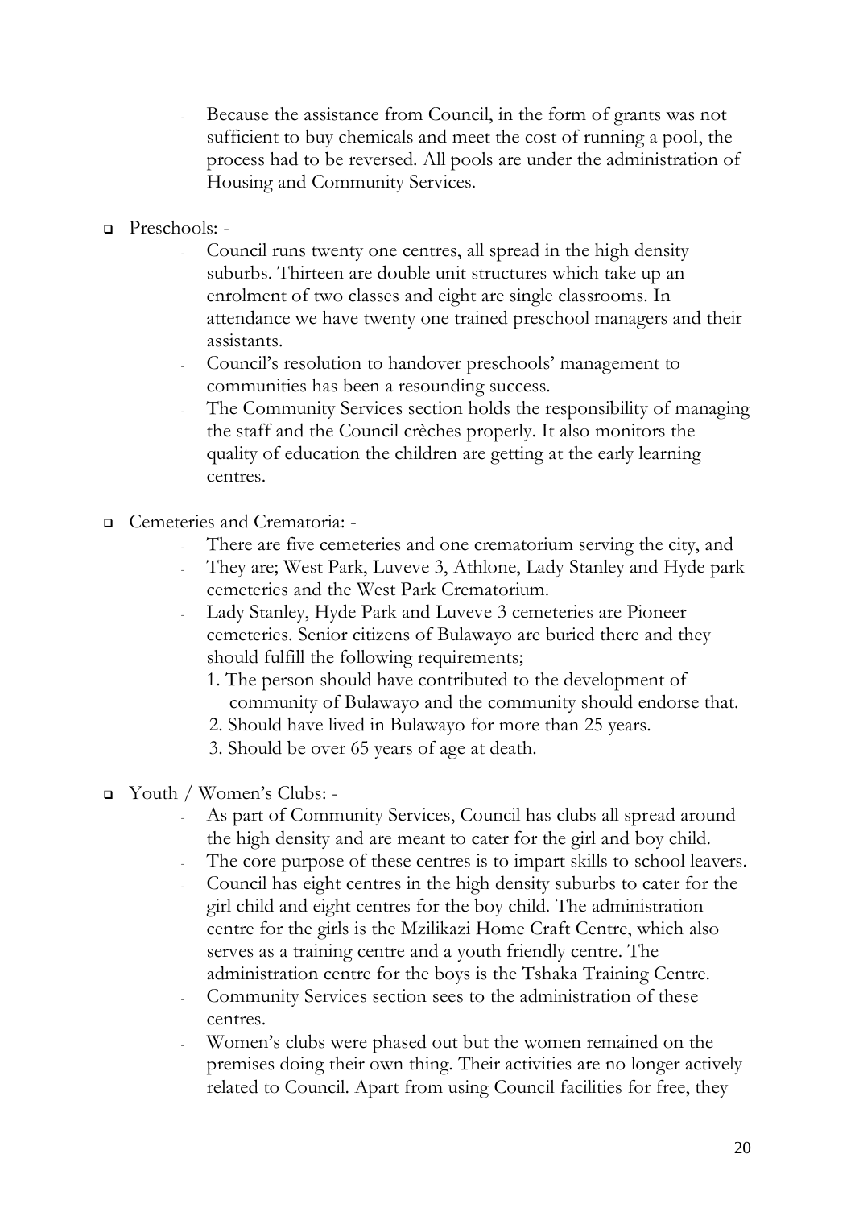- Because the assistance from Council, in the form of grants was not sufficient to buy chemicals and meet the cost of running a pool, the process had to be reversed. All pools are under the administration of Housing and Community Services.

- Preschools: -
  - Council runs twenty one centres, all spread in the high density suburbs. Thirteen are double unit structures which take up an enrolment of two classes and eight are single classrooms. In attendance we have twenty one trained preschool managers and their assistants.
  - Council's resolution to handover preschools' management to communities has been a resounding success.
  - The Community Services section holds the responsibility of managing the staff and the Council crèches properly. It also monitors the quality of education the children are getting at the early learning centres.

- Cemeteries and Crematoria: -
  - There are five cemeteries and one crematorium serving the city, and
  - They are; West Park, Luveve 3, Athlone, Lady Stanley and Hyde park cemeteries and the West Park Crematorium.
  - Lady Stanley, Hyde Park and Luveve 3 cemeteries are Pioneer cemeteries. Senior citizens of Bulawayo are buried there and they should fulfill the following requirements;
    1. The person should have contributed to the development of community of Bulawayo and the community should endorse that.
    2. Should have lived in Bulawayo for more than 25 years.
    3. Should be over 65 years of age at death.

- Youth / Women's Clubs: -
  - As part of Community Services, Council has clubs all spread around the high density and are meant to cater for the girl and boy child.
  - The core purpose of these centres is to impart skills to school leavers.
  - Council has eight centres in the high density suburbs to cater for the girl child and eight centres for the boy child. The administration centre for the girls is the Mzilikazi Home Craft Centre, which also serves as a training centre and a youth friendly centre. The administration centre for the boys is the Tshaka Training Centre.
  - Community Services section sees to the administration of these centres.
  - Women's clubs were phased out but the women remained on the premises doing their own thing. Their activities are no longer actively related to Council. Apart from using Council facilities for free, they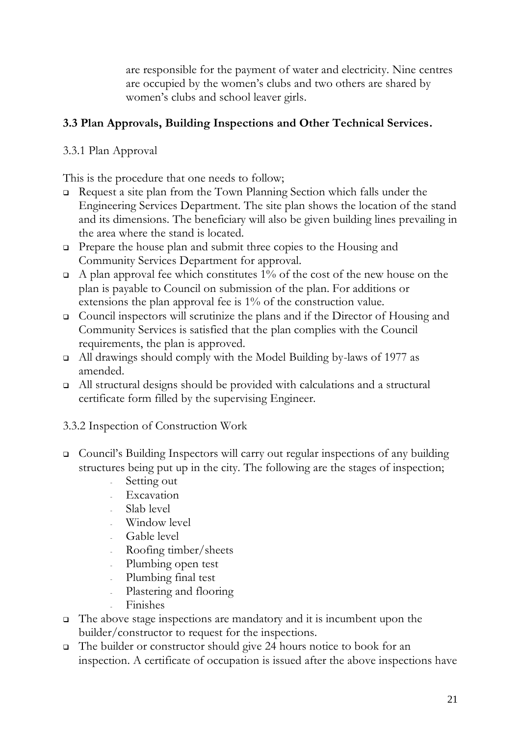are responsible for the payment of water and electricity. Nine centres are occupied by the women's clubs and two others are shared by women's clubs and school leaver girls.

### 3.3 Plan Approvals, Building Inspections and Other Technical Services.

3.3.1 Plan Approval

This is the procedure that one needs to follow;

- Request a site plan from the Town Planning Section which falls under the Engineering Services Department. The site plan shows the location of the stand and its dimensions. The beneficiary will also be given building lines prevailing in the area where the stand is located.
- Prepare the house plan and submit three copies to the Housing and Community Services Department for approval.
- A plan approval fee which constitutes 1% of the cost of the new house on the plan is payable to Council on submission of the plan. For additions or extensions the plan approval fee is 1% of the construction value.
- Council inspectors will scrutinize the plans and if the Director of Housing and Community Services is satisfied that the plan complies with the Council requirements, the plan is approved.
- All drawings should comply with the Model Building by-laws of 1977 as amended.
- All structural designs should be provided with calculations and a structural certificate form filled by the supervising Engineer.

3.3.2 Inspection of Construction Work

- Council's Building Inspectors will carry out regular inspections of any building structures being put up in the city. The following are the stages of inspection;
  - Setting out
  - Excavation
  - Slab level
  - Window level
  - Gable level
  - Roofing timber/sheets
  - Plumbing open test
  - Plumbing final test
  - Plastering and flooring
  - Finishes
- The above stage inspections are mandatory and it is incumbent upon the builder/constructor to request for the inspections.
- The builder or constructor should give 24 hours notice to book for an inspection. A certificate of occupation is issued after the above inspections have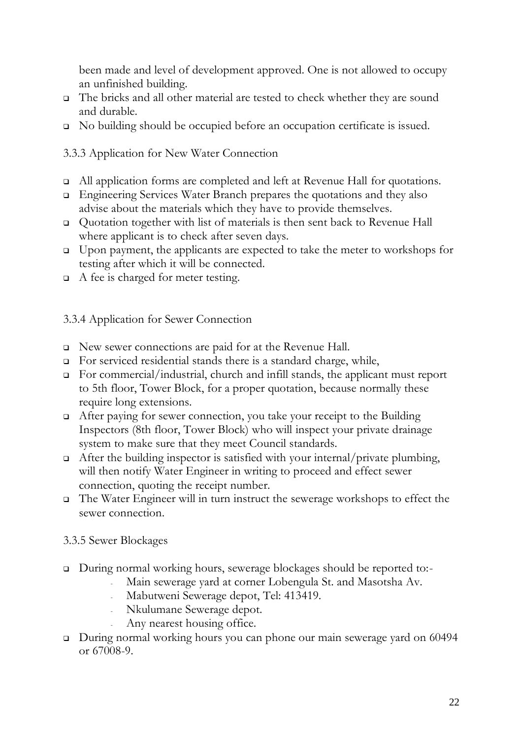been made and level of development approved. One is not allowed to occupy an unfinished building.

- The bricks and all other material are tested to check whether they are sound and durable.
- No building should be occupied before an occupation certificate is issued.

### 3.3.3 Application for New Water Connection

- All application forms are completed and left at Revenue Hall for quotations.
- Engineering Services Water Branch prepares the quotations and they also advise about the materials which they have to provide themselves.
- Quotation together with list of materials is then sent back to Revenue Hall where applicant is to check after seven days.
- Upon payment, the applicants are expected to take the meter to workshops for testing after which it will be connected.
- A fee is charged for meter testing.

### 3.3.4 Application for Sewer Connection

- New sewer connections are paid for at the Revenue Hall.
- For serviced residential stands there is a standard charge, while,
- For commercial/industrial, church and infill stands, the applicant must report to 5th floor, Tower Block, for a proper quotation, because normally these require long extensions.
- After paying for sewer connection, you take your receipt to the Building Inspectors (8th floor, Tower Block) who will inspect your private drainage system to make sure that they meet Council standards.
- After the building inspector is satisfied with your internal/private plumbing, will then notify Water Engineer in writing to proceed and effect sewer connection, quoting the receipt number.
- The Water Engineer will in turn instruct the sewerage workshops to effect the sewer connection.

### 3.3.5 Sewer Blockages

- During normal working hours, sewerage blockages should be reported to:-
  - Main sewerage yard at corner Lobengula St. and Masotsha Av.
  - Mabutweni Sewerage depot, Tel: 413419.
  - Nkulumane Sewerage depot.
  - Any nearest housing office.
- During normal working hours you can phone our main sewerage yard on 60494 or 67008-9.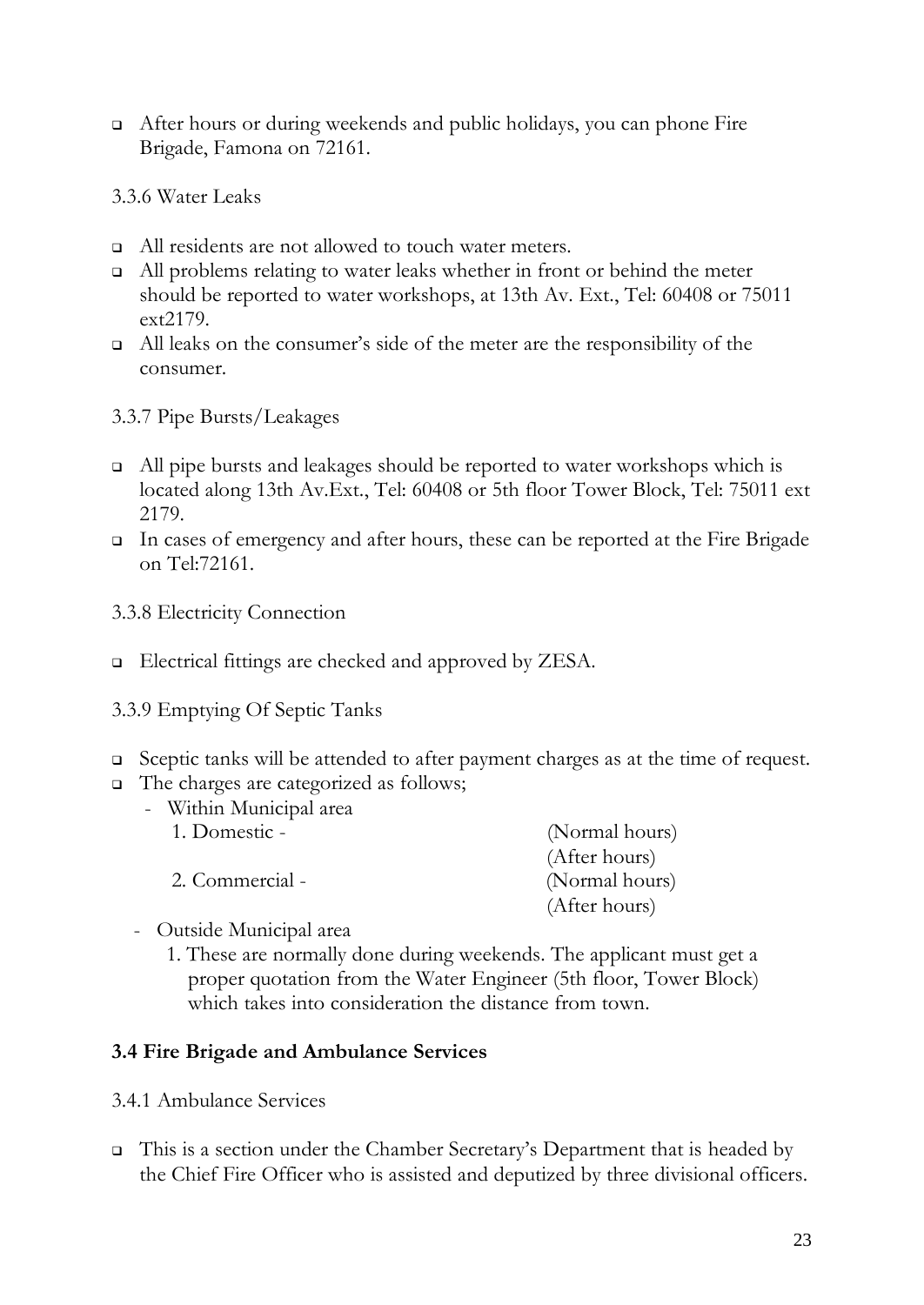- After hours or during weekends and public holidays, you can phone Fire Brigade, Famona on 72161.

3.3.6 Water Leaks

- All residents are not allowed to touch water meters.
- All problems relating to water leaks whether in front or behind the meter should be reported to water workshops, at 13th Av. Ext., Tel: 60408 or 75011 ext2179.
- All leaks on the consumer's side of the meter are the responsibility of the consumer.

3.3.7 Pipe Bursts/Leakages

- All pipe bursts and leakages should be reported to water workshops which is located along 13th Av.Ext., Tel: 60408 or 5th floor Tower Block, Tel: 75011 ext 2179.
- In cases of emergency and after hours, these can be reported at the Fire Brigade on Tel:72161.

3.3.8 Electricity Connection

- Electrical fittings are checked and approved by ZESA.

3.3.9 Emptying Of Septic Tanks

- Sceptic tanks will be attended to after payment charges as at the time of request.
- The charges are categorized as follows;
  - Within Municipal area
    1. Domestic - (Normal hours)
       (After hours)
    2. Commercial - (Normal hours)
       (After hours)
  - Outside Municipal area
    1. These are normally done during weekends. The applicant must get a proper quotation from the Water Engineer (5th floor, Tower Block) which takes into consideration the distance from town.

### 3.4 Fire Brigade and Ambulance Services

3.4.1 Ambulance Services

- This is a section under the Chamber Secretary's Department that is headed by the Chief Fire Officer who is assisted and deputized by three divisional officers.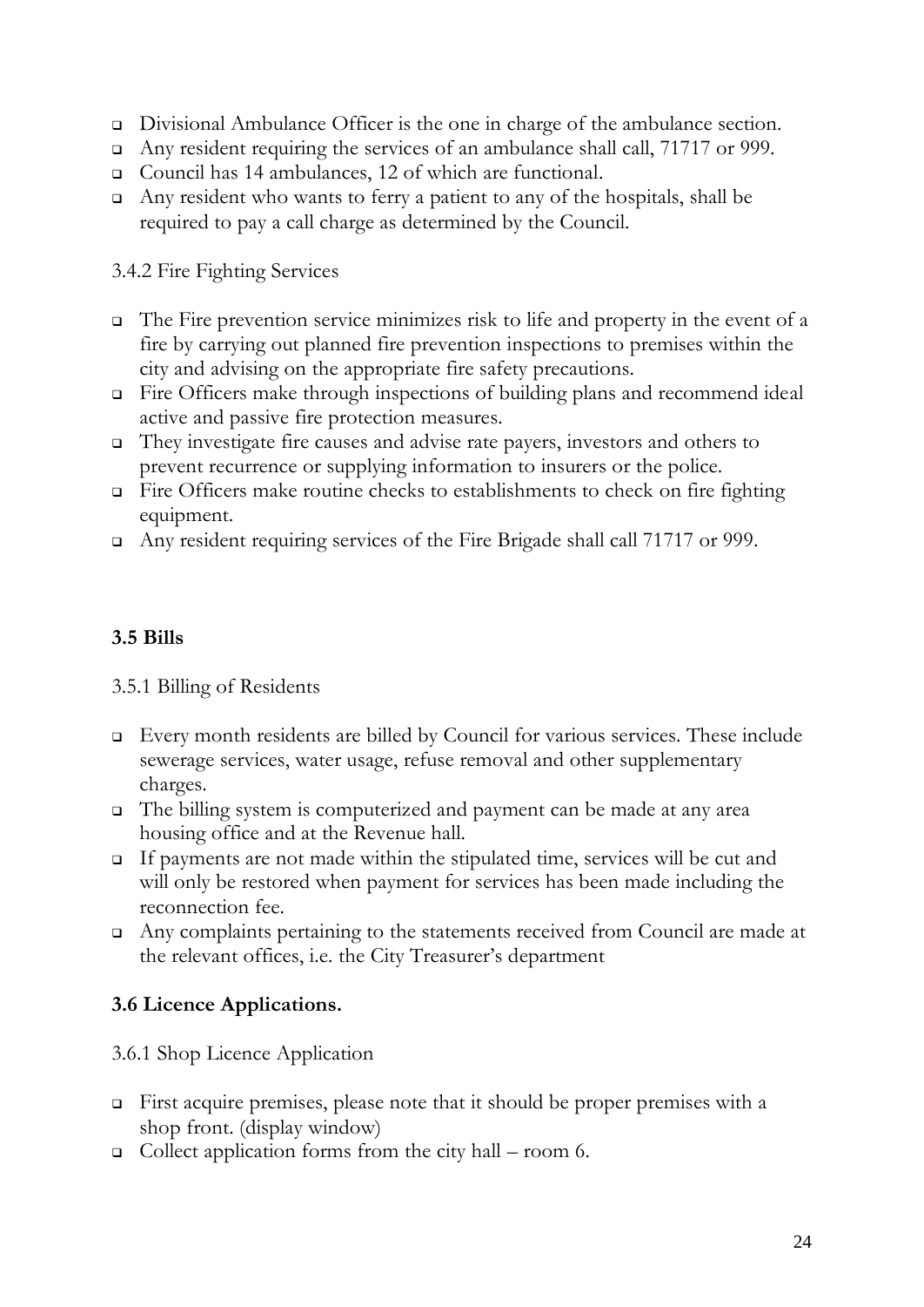- Divisional Ambulance Officer is the one in charge of the ambulance section.
- Any resident requiring the services of an ambulance shall call, 71717 or 999.
- Council has 14 ambulances, 12 of which are functional.
- Any resident who wants to ferry a patient to any of the hospitals, shall be required to pay a call charge as determined by the Council.

3.4.2 Fire Fighting Services

- The Fire prevention service minimizes risk to life and property in the event of a fire by carrying out planned fire prevention inspections to premises within the city and advising on the appropriate fire safety precautions.
- Fire Officers make through inspections of building plans and recommend ideal active and passive fire protection measures.
- They investigate fire causes and advise rate payers, investors and others to prevent recurrence or supplying information to insurers or the police.
- Fire Officers make routine checks to establishments to check on fire fighting equipment.
- Any resident requiring services of the Fire Brigade shall call 71717 or 999.

## 3.5 Bills

3.5.1 Billing of Residents

- Every month residents are billed by Council for various services. These include sewerage services, water usage, refuse removal and other supplementary charges.
- The billing system is computerized and payment can be made at any area housing office and at the Revenue hall.
- If payments are not made within the stipulated time, services will be cut and will only be restored when payment for services has been made including the reconnection fee.
- Any complaints pertaining to the statements received from Council are made at the relevant offices, i.e. the City Treasurer's department

## 3.6 Licence Applications.

3.6.1 Shop Licence Application

- First acquire premises, please note that it should be proper premises with a shop front. (display window)
- Collect application forms from the city hall – room 6.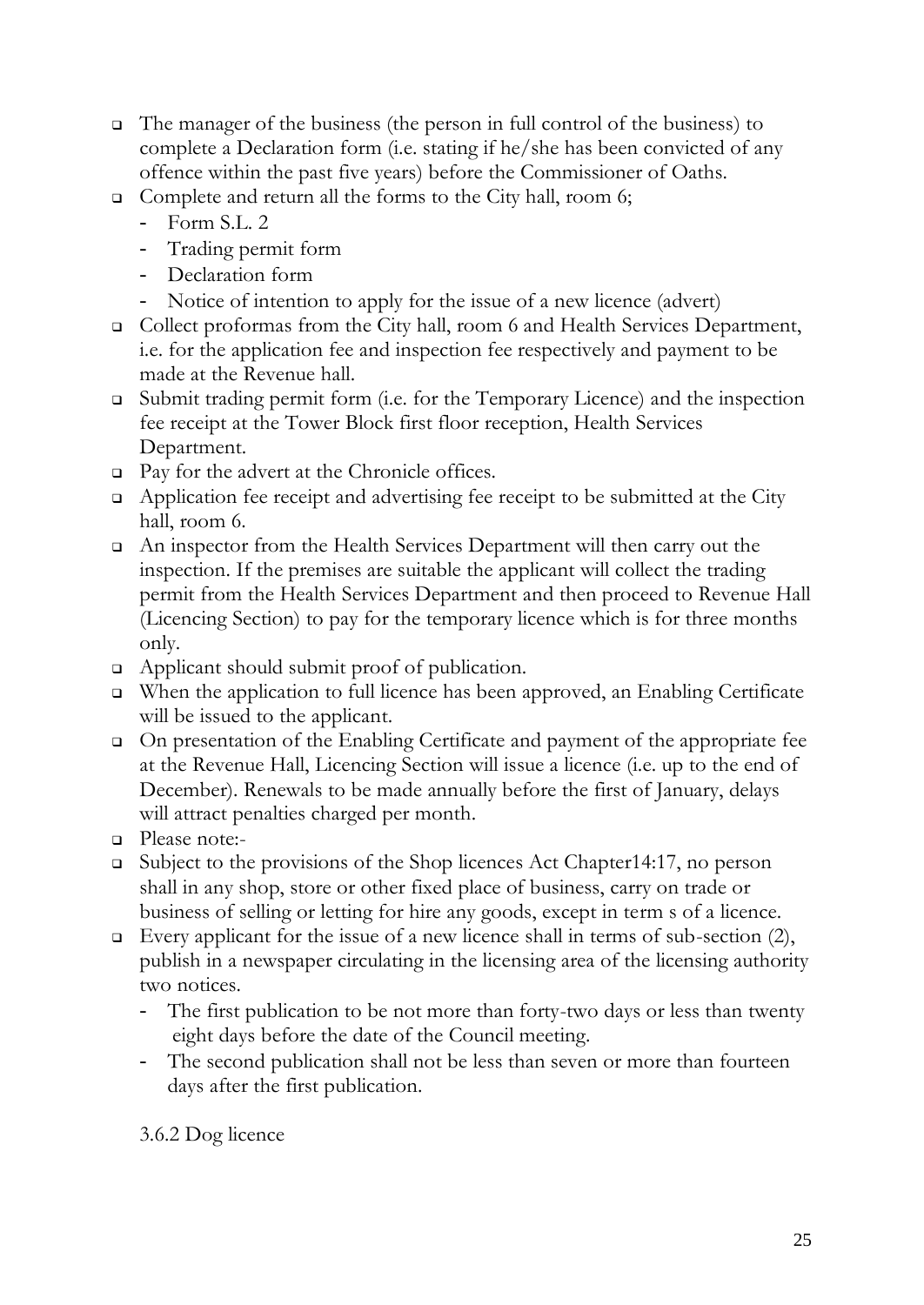- The manager of the business (the person in full control of the business) to complete a Declaration form (i.e. stating if he/she has been convicted of any offence within the past five years) before the Commissioner of Oaths.
- Complete and return all the forms to the City hall, room 6;
  - Form S.L. 2
  - Trading permit form
  - Declaration form
  - Notice of intention to apply for the issue of a new licence (advert)
- Collect proformas from the City hall, room 6 and Health Services Department, i.e. for the application fee and inspection fee respectively and payment to be made at the Revenue hall.
- Submit trading permit form (i.e. for the Temporary Licence) and the inspection fee receipt at the Tower Block first floor reception, Health Services Department.
- Pay for the advert at the Chronicle offices.
- Application fee receipt and advertising fee receipt to be submitted at the City hall, room 6.
- An inspector from the Health Services Department will then carry out the inspection. If the premises are suitable the applicant will collect the trading permit from the Health Services Department and then proceed to Revenue Hall (Licencing Section) to pay for the temporary licence which is for three months only.
- Applicant should submit proof of publication.
- When the application to full licence has been approved, an Enabling Certificate will be issued to the applicant.
- On presentation of the Enabling Certificate and payment of the appropriate fee at the Revenue Hall, Licencing Section will issue a licence (i.e. up to the end of December). Renewals to be made annually before the first of January, delays will attract penalties charged per month.
- Please note:-
- Subject to the provisions of the Shop licences Act Chapter14:17, no person shall in any shop, store or other fixed place of business, carry on trade or business of selling or letting for hire any goods, except in term s of a licence.
- Every applicant for the issue of a new licence shall in terms of sub-section (2), publish in a newspaper circulating in the licensing area of the licensing authority two notices.
  - The first publication to be not more than forty-two days or less than twenty eight days before the date of the Council meeting.
  - The second publication shall not be less than seven or more than fourteen days after the first publication.

3.6.2 Dog licence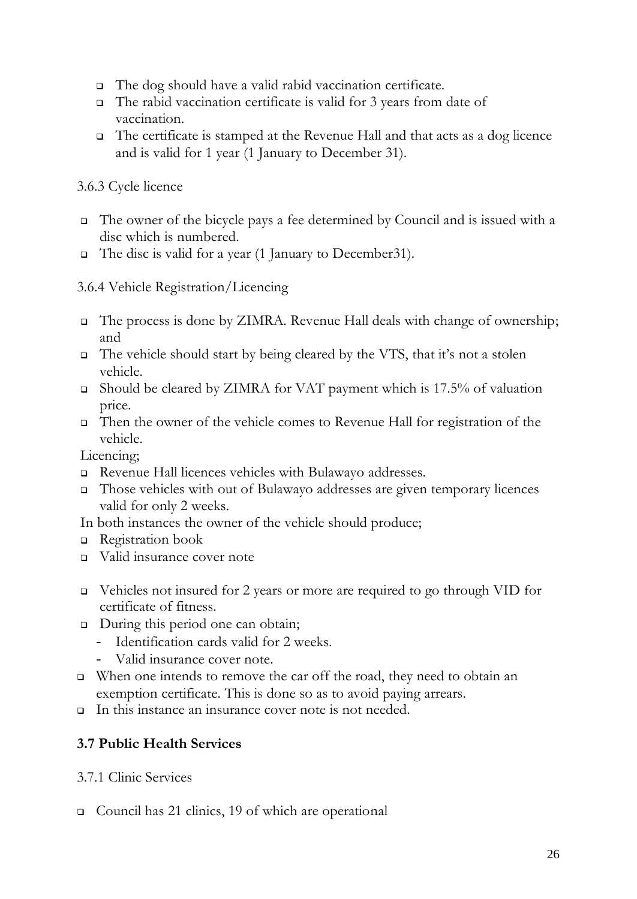- The dog should have a valid rabid vaccination certificate.
- The rabid vaccination certificate is valid for 3 years from date of vaccination.
- The certificate is stamped at the Revenue Hall and that acts as a dog licence and is valid for 1 year (1 January to December 31).

3.6.3 Cycle licence

- The owner of the bicycle pays a fee determined by Council and is issued with a disc which is numbered.
- The disc is valid for a year (1 January to December31).

3.6.4 Vehicle Registration/Licencing

- The process is done by ZIMRA. Revenue Hall deals with change of ownership; and
- The vehicle should start by being cleared by the VTS, that it's not a stolen vehicle.
- Should be cleared by ZIMRA for VAT payment which is 17.5% of valuation price.
- Then the owner of the vehicle comes to Revenue Hall for registration of the vehicle.

Licencing;

- Revenue Hall licences vehicles with Bulawayo addresses.
- Those vehicles with out of Bulawayo addresses are given temporary licences valid for only 2 weeks.

In both instances the owner of the vehicle should produce;

- Registration book
- Valid insurance cover note

- Vehicles not insured for 2 years or more are required to go through VID for certificate of fitness.
- During this period one can obtain;
  - Identification cards valid for 2 weeks.
  - Valid insurance cover note.
- When one intends to remove the car off the road, they need to obtain an exemption certificate. This is done so as to avoid paying arrears.
- In this instance an insurance cover note is not needed.

### 3.7 Public Health Services

3.7.1 Clinic Services

- Council has 21 clinics, 19 of which are operational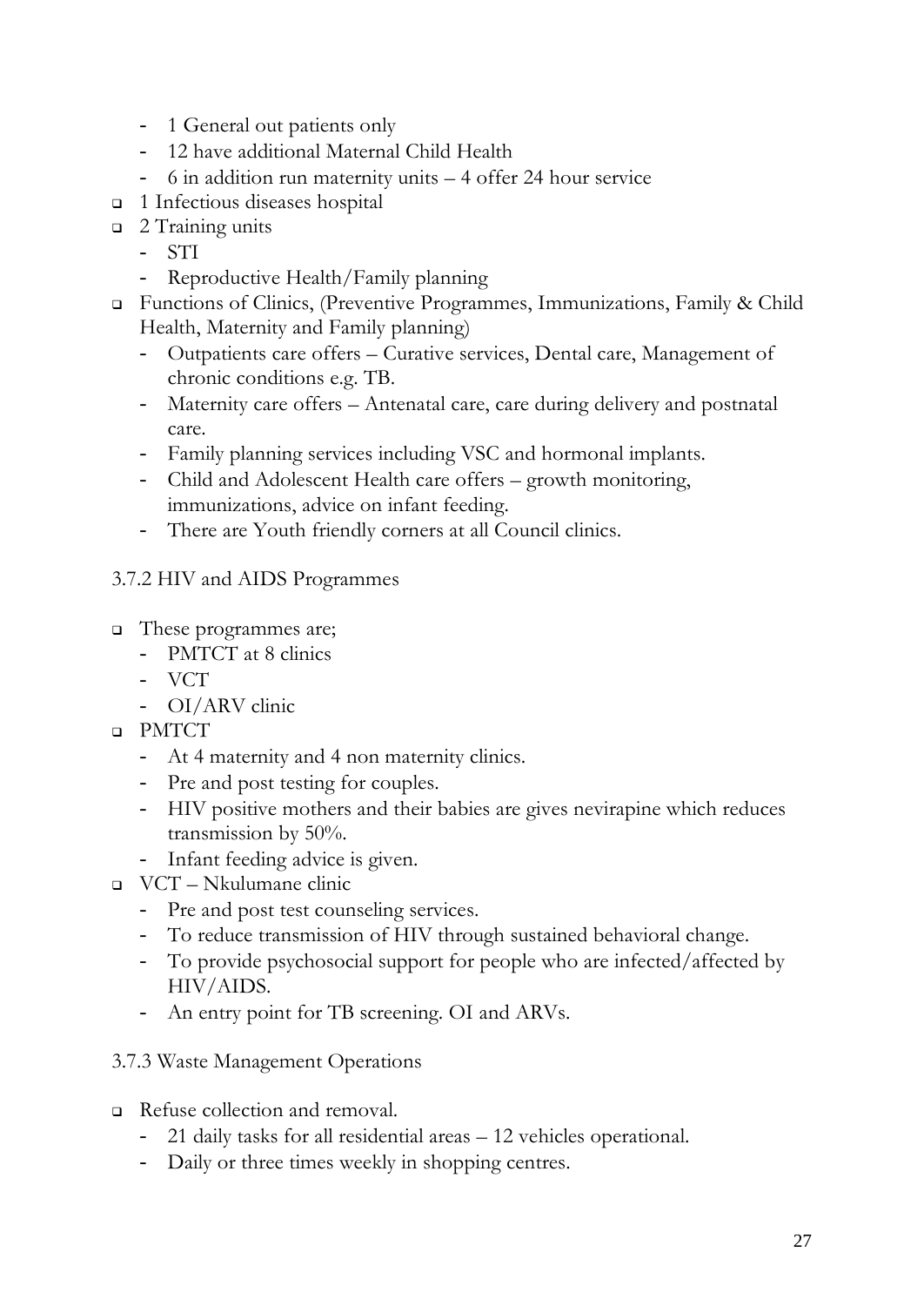- 1 General out patients only
  - 12 have additional Maternal Child Health
  - 6 in addition run maternity units – 4 offer 24 hour service
- 1 Infectious diseases hospital
- 2 Training units
  - STI
  - Reproductive Health/Family planning
- Functions of Clinics, (Preventive Programmes, Immunizations, Family & Child Health, Maternity and Family planning)
  - Outpatients care offers – Curative services, Dental care, Management of chronic conditions e.g. TB.
  - Maternity care offers – Antenatal care, care during delivery and postnatal care.
  - Family planning services including VSC and hormonal implants.
  - Child and Adolescent Health care offers – growth monitoring, immunizations, advice on infant feeding.
  - There are Youth friendly corners at all Council clinics.

### 3.7.2 HIV and AIDS Programmes

- These programmes are;
  - PMTCT at 8 clinics
  - VCT
  - OI/ARV clinic
- PMTCT
  - At 4 maternity and 4 non maternity clinics.
  - Pre and post testing for couples.
  - HIV positive mothers and their babies are gives nevirapine which reduces transmission by 50%.
  - Infant feeding advice is given.
- VCT – Nkulumane clinic
  - Pre and post test counseling services.
  - To reduce transmission of HIV through sustained behavioral change.
  - To provide psychosocial support for people who are infected/affected by HIV/AIDS.
  - An entry point for TB screening. OI and ARVs.

### 3.7.3 Waste Management Operations

- Refuse collection and removal.
  - 21 daily tasks for all residential areas – 12 vehicles operational.
  - Daily or three times weekly in shopping centres.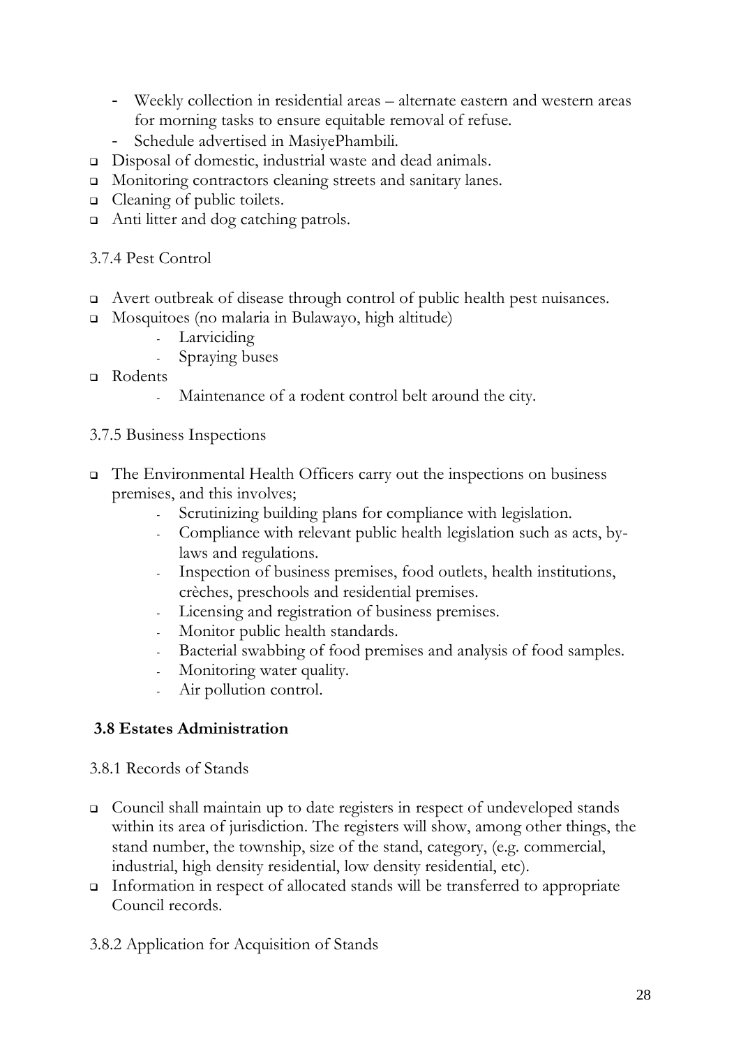- Weekly collection in residential areas – alternate eastern and western areas for morning tasks to ensure equitable removal of refuse.
  - Schedule advertised in MasiyePhambili.
- Disposal of domestic, industrial waste and dead animals.
- Monitoring contractors cleaning streets and sanitary lanes.
- Cleaning of public toilets.
- Anti litter and dog catching patrols.

3.7.4 Pest Control

- Avert outbreak of disease through control of public health pest nuisances.
- Mosquitoes (no malaria in Bulawayo, high altitude)
  - Larviciding
  - Spraying buses
- Rodents
  - Maintenance of a rodent control belt around the city.

3.7.5 Business Inspections

- The Environmental Health Officers carry out the inspections on business premises, and this involves;
  - Scrutinizing building plans for compliance with legislation.
  - Compliance with relevant public health legislation such as acts, by-laws and regulations.
  - Inspection of business premises, food outlets, health institutions, crèches, preschools and residential premises.
  - Licensing and registration of business premises.
  - Monitor public health standards.
  - Bacterial swabbing of food premises and analysis of food samples.
  - Monitoring water quality.
  - Air pollution control.

### 3.8 Estates Administration

3.8.1 Records of Stands

- Council shall maintain up to date registers in respect of undeveloped stands within its area of jurisdiction. The registers will show, among other things, the stand number, the township, size of the stand, category, (e.g. commercial, industrial, high density residential, low density residential, etc).
- Information in respect of allocated stands will be transferred to appropriate Council records.

3.8.2 Application for Acquisition of Stands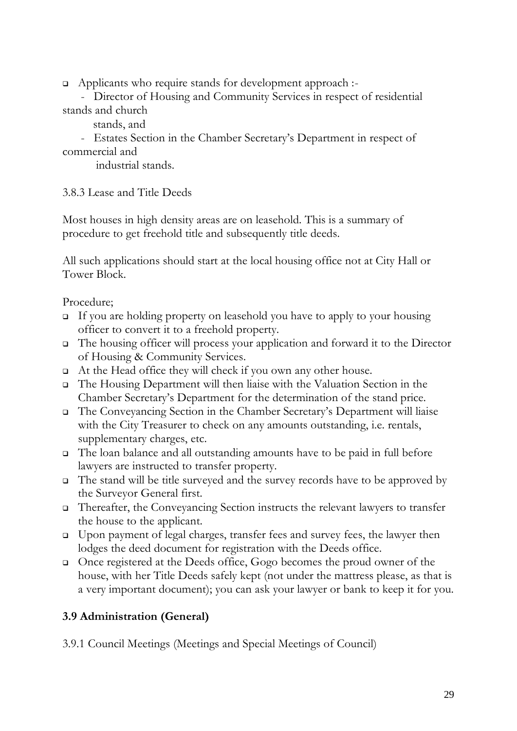- Applicants who require stands for development approach :-
  - Director of Housing and Community Services in respect of residential stands and church stands, and
  - Estates Section in the Chamber Secretary's Department in respect of commercial and industrial stands.

3.8.3 Lease and Title Deeds

Most houses in high density areas are on leasehold. This is a summary of procedure to get freehold title and subsequently title deeds.

All such applications should start at the local housing office not at City Hall or Tower Block.

Procedure;

- If you are holding property on leasehold you have to apply to your housing officer to convert it to a freehold property.
- The housing officer will process your application and forward it to the Director of Housing & Community Services.
- At the Head office they will check if you own any other house.
- The Housing Department will then liaise with the Valuation Section in the Chamber Secretary's Department for the determination of the stand price.
- The Conveyancing Section in the Chamber Secretary's Department will liaise with the City Treasurer to check on any amounts outstanding, i.e. rentals, supplementary charges, etc.
- The loan balance and all outstanding amounts have to be paid in full before lawyers are instructed to transfer property.
- The stand will be title surveyed and the survey records have to be approved by the Surveyor General first.
- Thereafter, the Conveyancing Section instructs the relevant lawyers to transfer the house to the applicant.
- Upon payment of legal charges, transfer fees and survey fees, the lawyer then lodges the deed document for registration with the Deeds office.
- Once registered at the Deeds office, Gogo becomes the proud owner of the house, with her Title Deeds safely kept (not under the mattress please, as that is a very important document); you can ask your lawyer or bank to keep it for you.

## 3.9 Administration (General)

3.9.1 Council Meetings (Meetings and Special Meetings of Council)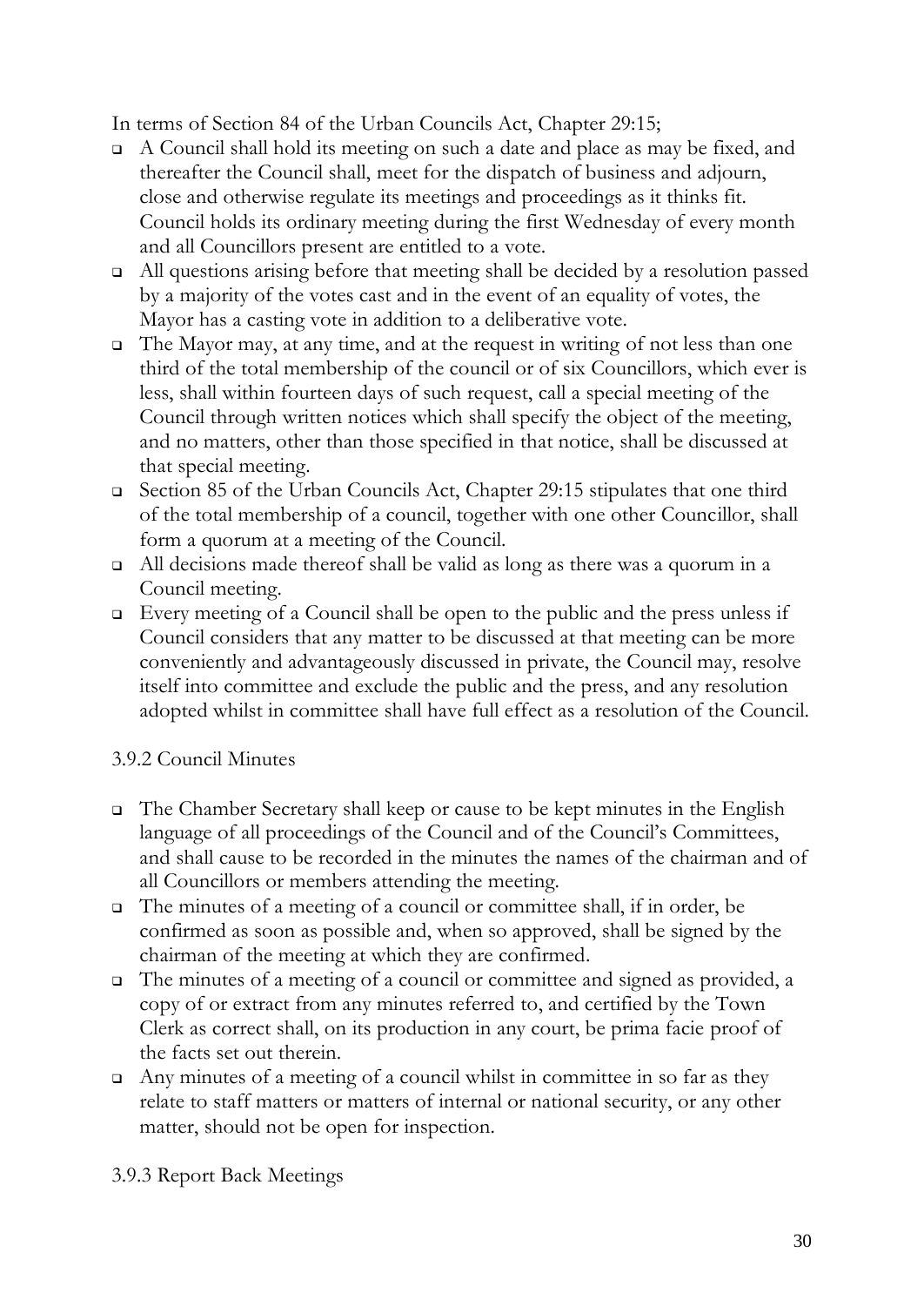In terms of Section 84 of the Urban Councils Act, Chapter 29:15;

- A Council shall hold its meeting on such a date and place as may be fixed, and thereafter the Council shall, meet for the dispatch of business and adjourn, close and otherwise regulate its meetings and proceedings as it thinks fit. Council holds its ordinary meeting during the first Wednesday of every month and all Councillors present are entitled to a vote.
- All questions arising before that meeting shall be decided by a resolution passed by a majority of the votes cast and in the event of an equality of votes, the Mayor has a casting vote in addition to a deliberative vote.
- The Mayor may, at any time, and at the request in writing of not less than one third of the total membership of the council or of six Councillors, which ever is less, shall within fourteen days of such request, call a special meeting of the Council through written notices which shall specify the object of the meeting, and no matters, other than those specified in that notice, shall be discussed at that special meeting.
- Section 85 of the Urban Councils Act, Chapter 29:15 stipulates that one third of the total membership of a council, together with one other Councillor, shall form a quorum at a meeting of the Council.
- All decisions made thereof shall be valid as long as there was a quorum in a Council meeting.
- Every meeting of a Council shall be open to the public and the press unless if Council considers that any matter to be discussed at that meeting can be more conveniently and advantageously discussed in private, the Council may, resolve itself into committee and exclude the public and the press, and any resolution adopted whilst in committee shall have full effect as a resolution of the Council.

### 3.9.2 Council Minutes

- The Chamber Secretary shall keep or cause to be kept minutes in the English language of all proceedings of the Council and of the Council's Committees, and shall cause to be recorded in the minutes the names of the chairman and of all Councillors or members attending the meeting.
- The minutes of a meeting of a council or committee shall, if in order, be confirmed as soon as possible and, when so approved, shall be signed by the chairman of the meeting at which they are confirmed.
- The minutes of a meeting of a council or committee and signed as provided, a copy of or extract from any minutes referred to, and certified by the Town Clerk as correct shall, on its production in any court, be prima facie proof of the facts set out therein.
- Any minutes of a meeting of a council whilst in committee in so far as they relate to staff matters or matters of internal or national security, or any other matter, should not be open for inspection.

### 3.9.3 Report Back Meetings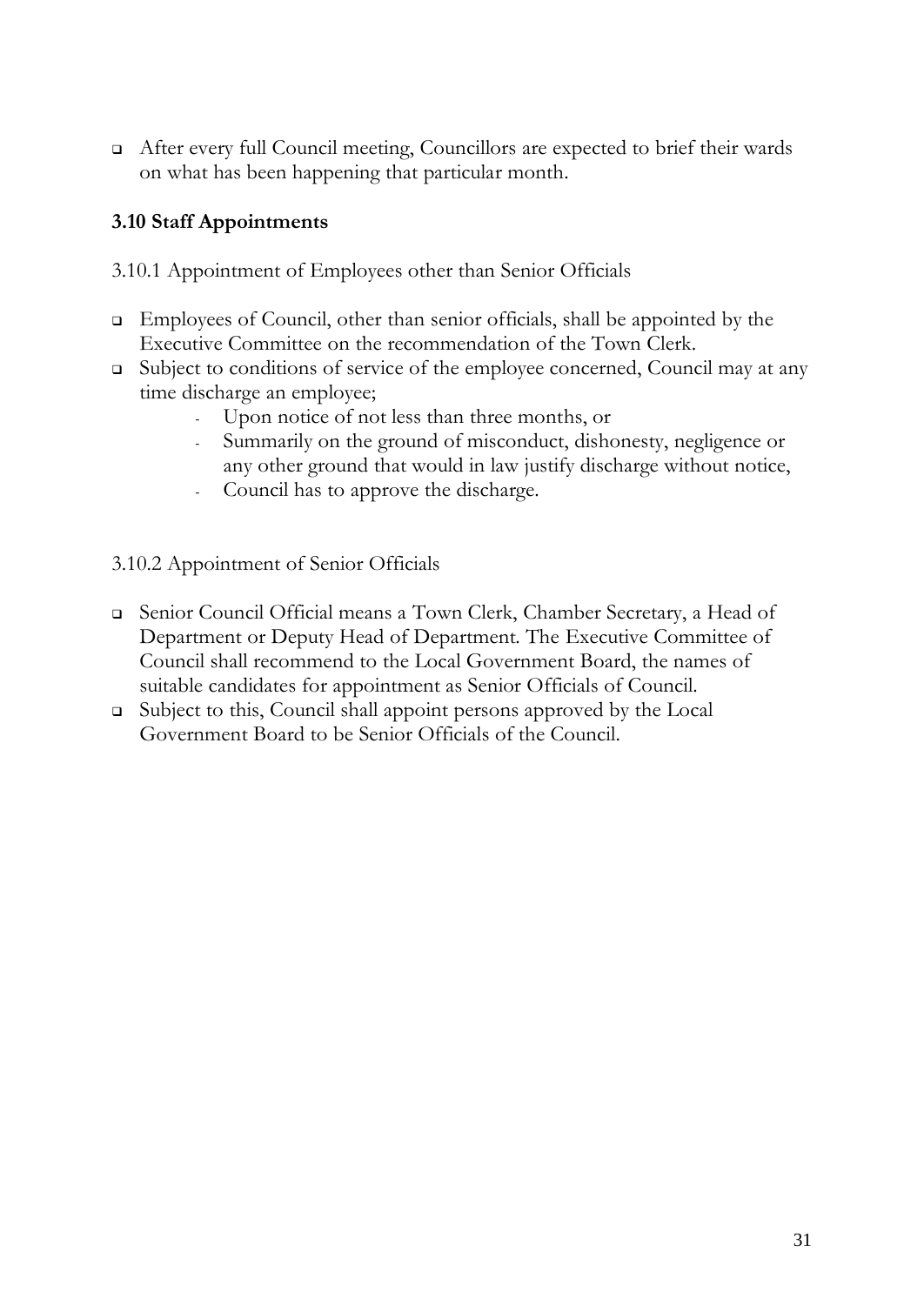- After every full Council meeting, Councillors are expected to brief their wards on what has been happening that particular month.

### 3.10 Staff Appointments

3.10.1 Appointment of Employees other than Senior Officials

- Employees of Council, other than senior officials, shall be appointed by the Executive Committee on the recommendation of the Town Clerk.
- Subject to conditions of service of the employee concerned, Council may at any time discharge an employee;
  - Upon notice of not less than three months, or
  - Summarily on the ground of misconduct, dishonesty, negligence or any other ground that would in law justify discharge without notice,
  - Council has to approve the discharge.

3.10.2 Appointment of Senior Officials

- Senior Council Official means a Town Clerk, Chamber Secretary, a Head of Department or Deputy Head of Department. The Executive Committee of Council shall recommend to the Local Government Board, the names of suitable candidates for appointment as Senior Officials of Council.
- Subject to this, Council shall appoint persons approved by the Local Government Board to be Senior Officials of the Council.